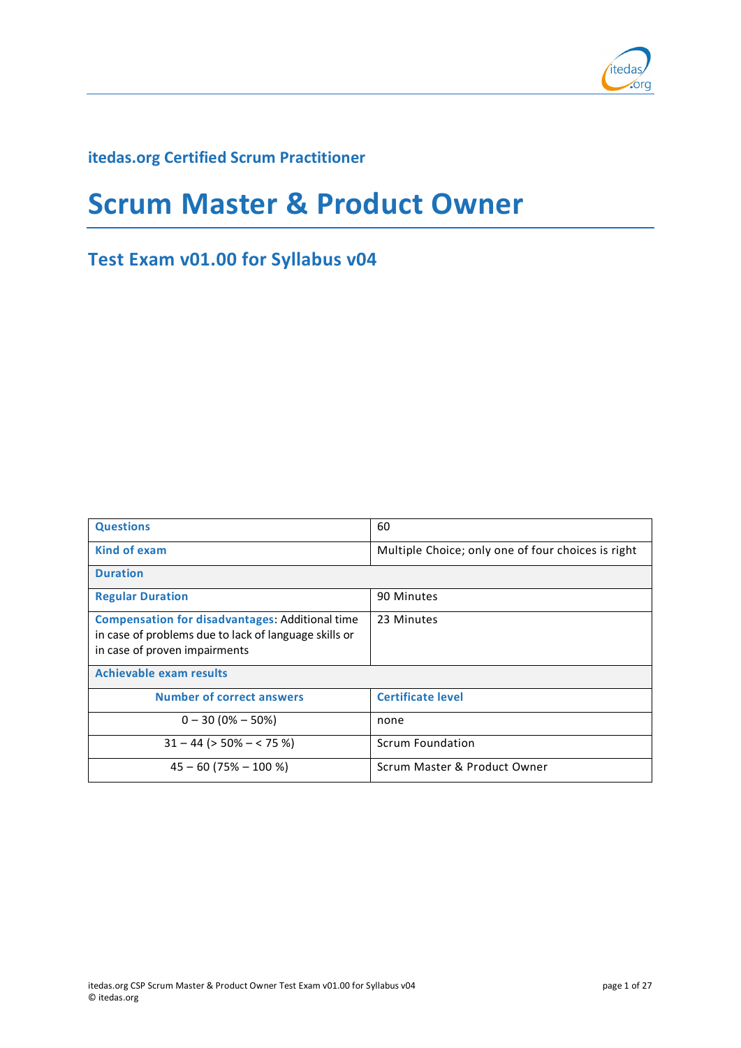## itedas.org Certified Scrum Practitioner

# Scrum Master & Product Owner

## Test Exam v01.00 for Syllabus v04

| **Questions** | 60 |
|---|---|
| **Kind of exam** | Multiple Choice; only one of four choices is right |
| **Duration** | |
| **Regular Duration** | 90 Minutes |
| **Compensation for disadvantages**: Additional time in case of problems due to lack of language skills or in case of proven impairments | 23 Minutes |
| **Achievable exam results** | |
| **Number of correct answers** | **Certificate level** |
| 0 – 30 (0% – 50%) | none |
| 31 – 44 (> 50% – < 75 %) | Scrum Foundation |
| 45 – 60 (75% – 100 %) | Scrum Master & Product Owner |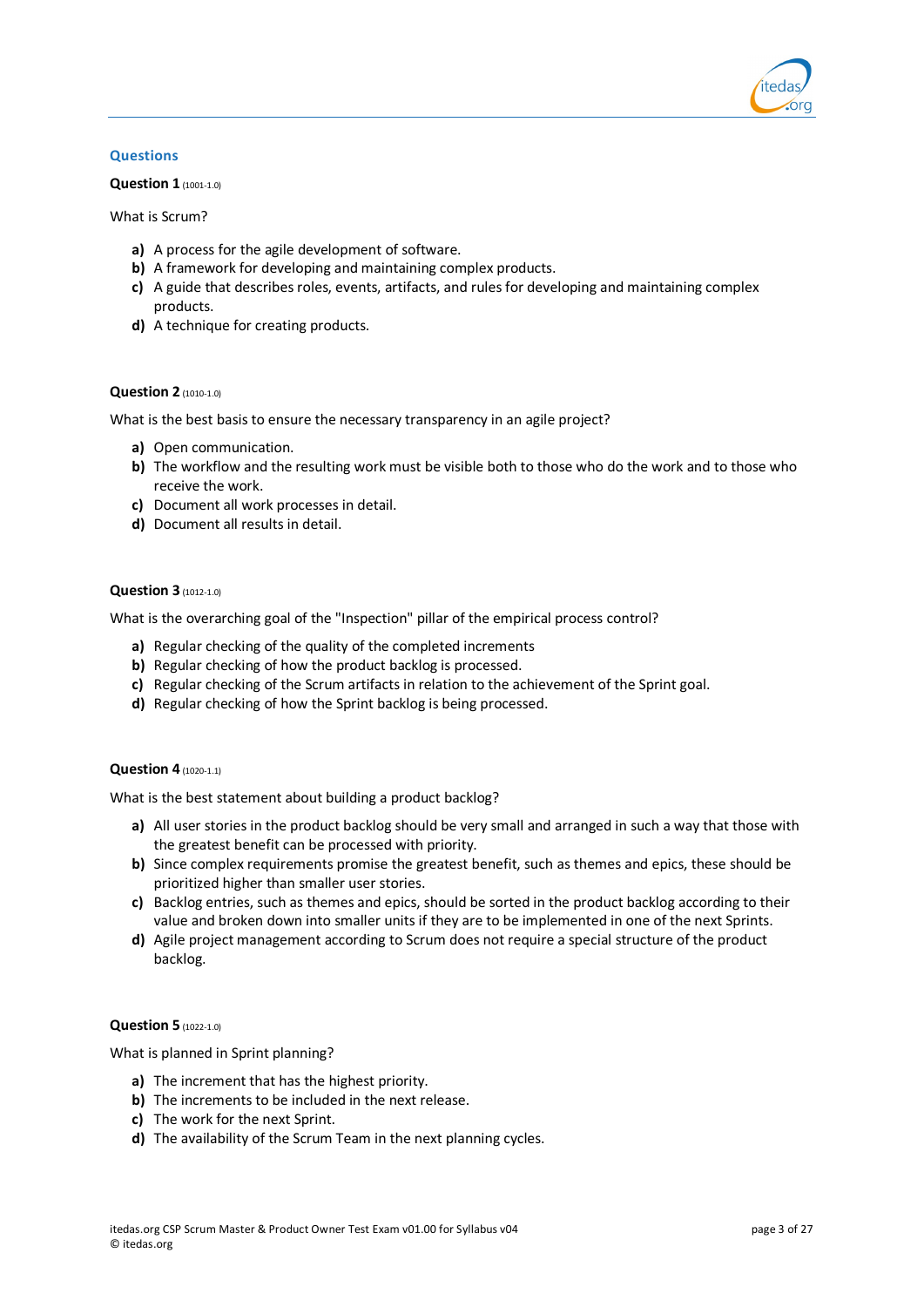## Questions

**Question 1** (1001-1.0)

What is Scrum?

- **a)** A process for the agile development of software.
- **b)** A framework for developing and maintaining complex products.
- **c)** A guide that describes roles, events, artifacts, and rules for developing and maintaining complex products.
- **d)** A technique for creating products.

**Question 2** (1010-1.0)

What is the best basis to ensure the necessary transparency in an agile project?

- **a)** Open communication.
- **b)** The workflow and the resulting work must be visible both to those who do the work and to those who receive the work.
- **c)** Document all work processes in detail.
- **d)** Document all results in detail.

**Question 3** (1012-1.0)

What is the overarching goal of the "Inspection" pillar of the empirical process control?

- **a)** Regular checking of the quality of the completed increments
- **b)** Regular checking of how the product backlog is processed.
- **c)** Regular checking of the Scrum artifacts in relation to the achievement of the Sprint goal.
- **d)** Regular checking of how the Sprint backlog is being processed.

**Question 4** (1020-1.1)

What is the best statement about building a product backlog?

- **a)** All user stories in the product backlog should be very small and arranged in such a way that those with the greatest benefit can be processed with priority.
- **b)** Since complex requirements promise the greatest benefit, such as themes and epics, these should be prioritized higher than smaller user stories.
- **c)** Backlog entries, such as themes and epics, should be sorted in the product backlog according to their value and broken down into smaller units if they are to be implemented in one of the next Sprints.
- **d)** Agile project management according to Scrum does not require a special structure of the product backlog.

**Question 5** (1022-1.0)

What is planned in Sprint planning?

- **a)** The increment that has the highest priority.
- **b)** The increments to be included in the next release.
- **c)** The work for the next Sprint.
- **d)** The availability of the Scrum Team in the next planning cycles.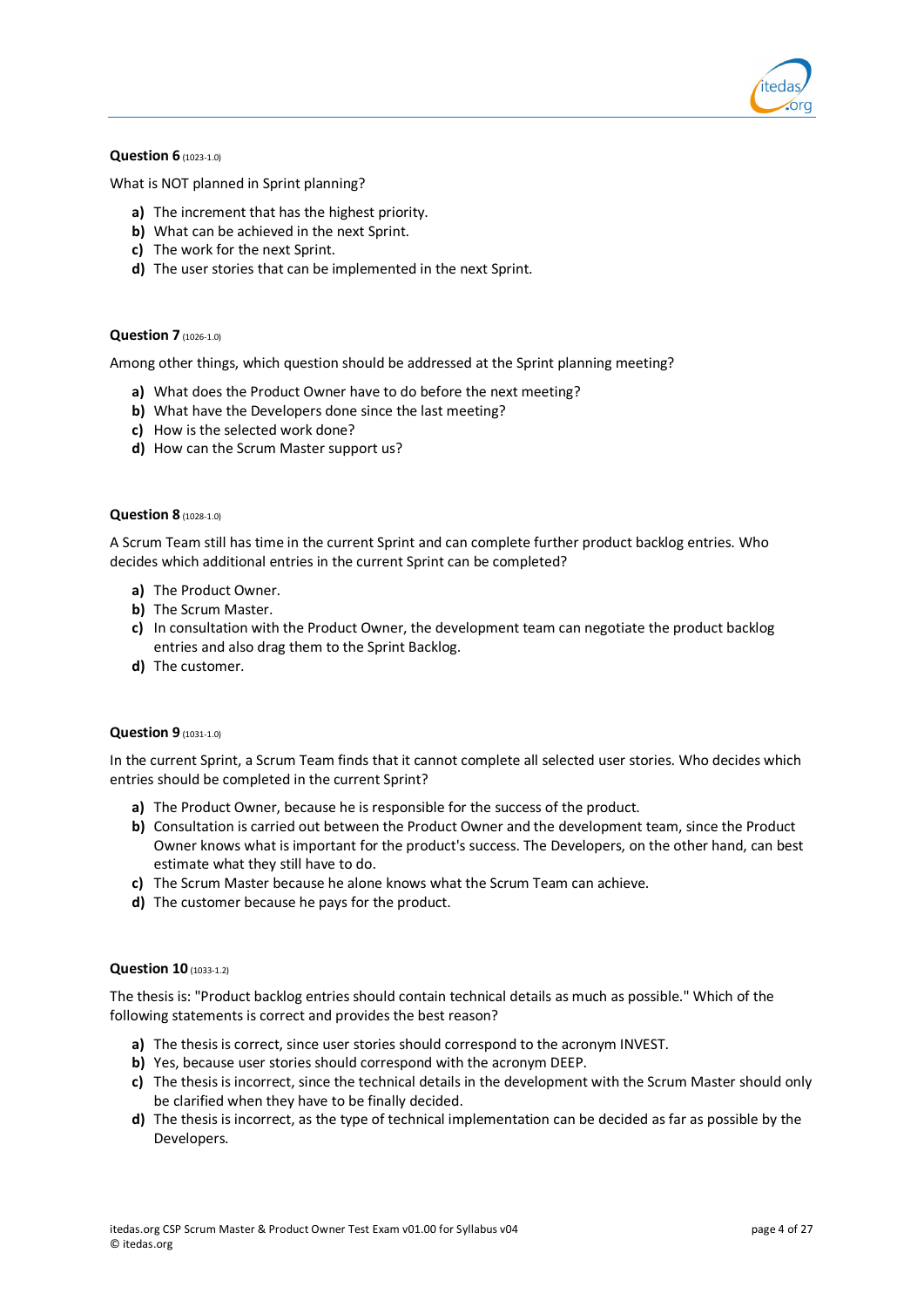**Question 6** (1023-1.0)

What is NOT planned in Sprint planning?

- **a)** The increment that has the highest priority.
- **b)** What can be achieved in the next Sprint.
- **c)** The work for the next Sprint.
- **d)** The user stories that can be implemented in the next Sprint.

**Question 7** (1026-1.0)

Among other things, which question should be addressed at the Sprint planning meeting?

- **a)** What does the Product Owner have to do before the next meeting?
- **b)** What have the Developers done since the last meeting?
- **c)** How is the selected work done?
- **d)** How can the Scrum Master support us?

**Question 8** (1028-1.0)

A Scrum Team still has time in the current Sprint and can complete further product backlog entries. Who decides which additional entries in the current Sprint can be completed?

- **a)** The Product Owner.
- **b)** The Scrum Master.
- **c)** In consultation with the Product Owner, the development team can negotiate the product backlog entries and also drag them to the Sprint Backlog.
- **d)** The customer.

**Question 9** (1031-1.0)

In the current Sprint, a Scrum Team finds that it cannot complete all selected user stories. Who decides which entries should be completed in the current Sprint?

- **a)** The Product Owner, because he is responsible for the success of the product.
- **b)** Consultation is carried out between the Product Owner and the development team, since the Product Owner knows what is important for the product's success. The Developers, on the other hand, can best estimate what they still have to do.
- **c)** The Scrum Master because he alone knows what the Scrum Team can achieve.
- **d)** The customer because he pays for the product.

**Question 10** (1033-1.2)

The thesis is: "Product backlog entries should contain technical details as much as possible." Which of the following statements is correct and provides the best reason?

- **a)** The thesis is correct, since user stories should correspond to the acronym INVEST.
- **b)** Yes, because user stories should correspond with the acronym DEEP.
- **c)** The thesis is incorrect, since the technical details in the development with the Scrum Master should only be clarified when they have to be finally decided.
- **d)** The thesis is incorrect, as the type of technical implementation can be decided as far as possible by the Developers.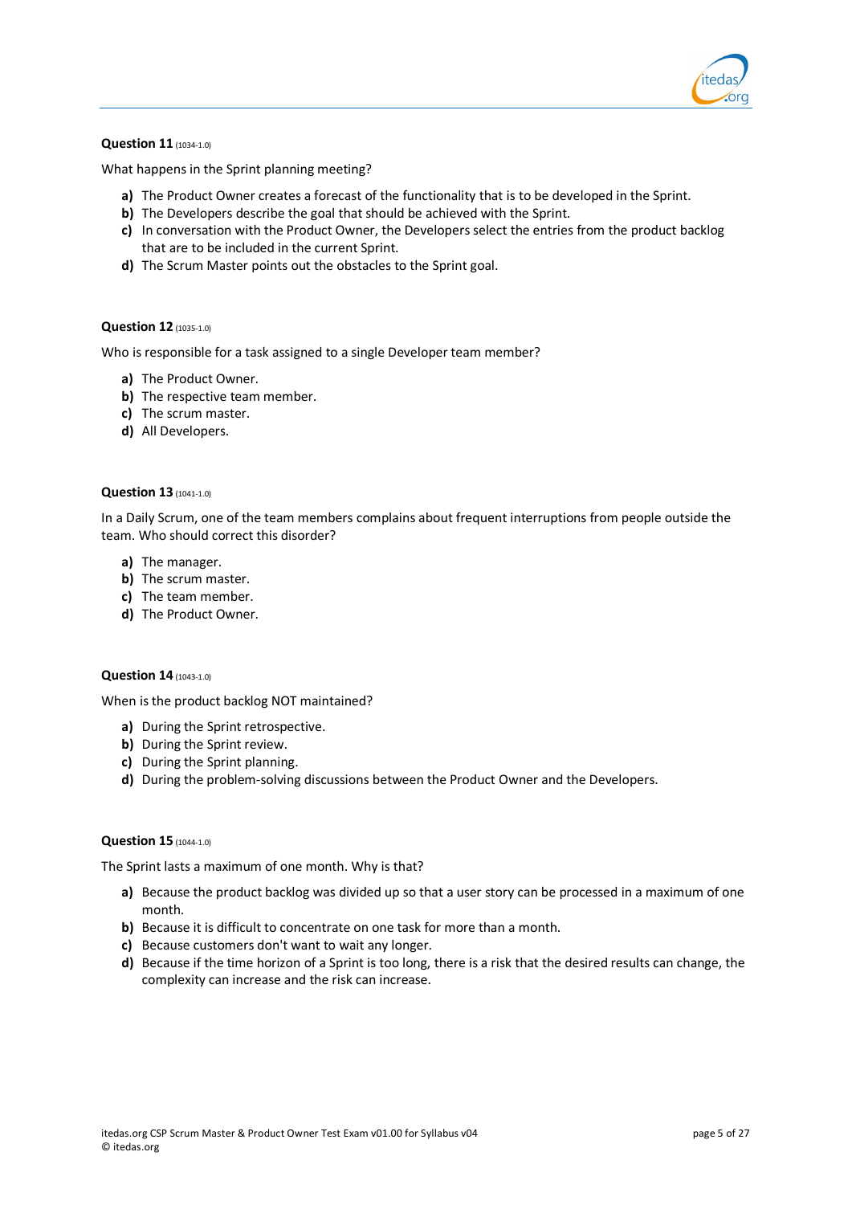**Question 11** (1034-1.0)

What happens in the Sprint planning meeting?

- **a)** The Product Owner creates a forecast of the functionality that is to be developed in the Sprint.
- **b)** The Developers describe the goal that should be achieved with the Sprint.
- **c)** In conversation with the Product Owner, the Developers select the entries from the product backlog that are to be included in the current Sprint.
- **d)** The Scrum Master points out the obstacles to the Sprint goal.

**Question 12** (1035-1.0)

Who is responsible for a task assigned to a single Developer team member?

- **a)** The Product Owner.
- **b)** The respective team member.
- **c)** The scrum master.
- **d)** All Developers.

**Question 13** (1041-1.0)

In a Daily Scrum, one of the team members complains about frequent interruptions from people outside the team. Who should correct this disorder?

- **a)** The manager.
- **b)** The scrum master.
- **c)** The team member.
- **d)** The Product Owner.

**Question 14** (1043-1.0)

When is the product backlog NOT maintained?

- **a)** During the Sprint retrospective.
- **b)** During the Sprint review.
- **c)** During the Sprint planning.
- **d)** During the problem-solving discussions between the Product Owner and the Developers.

**Question 15** (1044-1.0)

The Sprint lasts a maximum of one month. Why is that?

- **a)** Because the product backlog was divided up so that a user story can be processed in a maximum of one month.
- **b)** Because it is difficult to concentrate on one task for more than a month.
- **c)** Because customers don't want to wait any longer.
- **d)** Because if the time horizon of a Sprint is too long, there is a risk that the desired results can change, the complexity can increase and the risk can increase.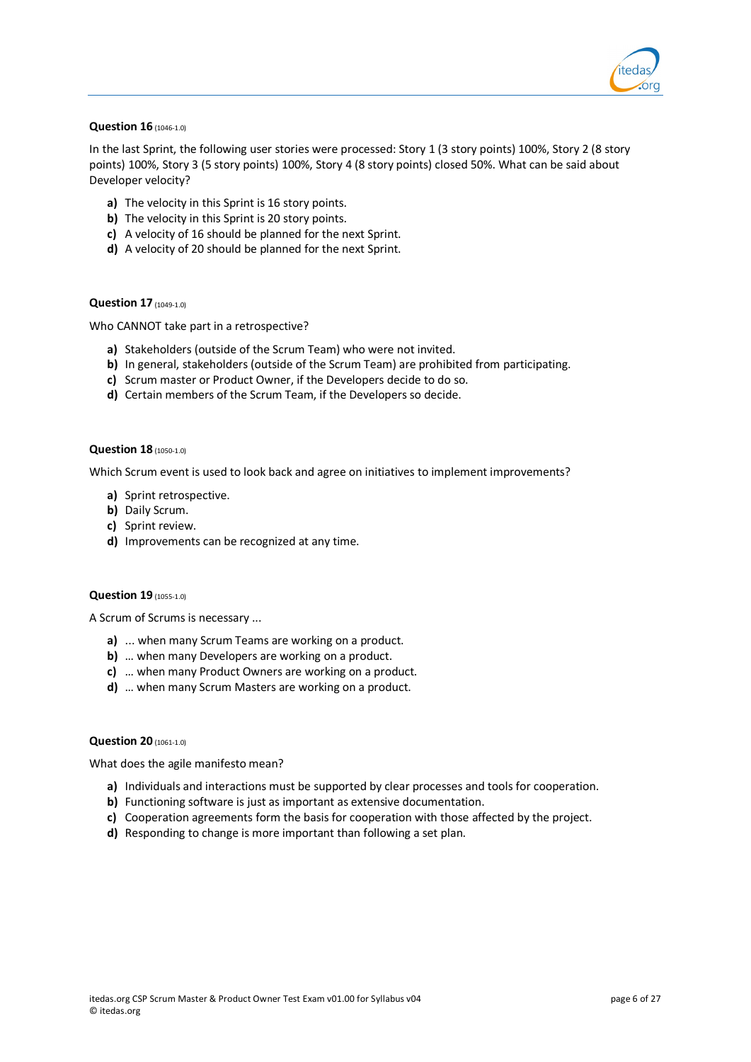**Question 16** (1046-1.0)

In the last Sprint, the following user stories were processed: Story 1 (3 story points) 100%, Story 2 (8 story points) 100%, Story 3 (5 story points) 100%, Story 4 (8 story points) closed 50%. What can be said about Developer velocity?

- **a)** The velocity in this Sprint is 16 story points.
- **b)** The velocity in this Sprint is 20 story points.
- **c)** A velocity of 16 should be planned for the next Sprint.
- **d)** A velocity of 20 should be planned for the next Sprint.

**Question 17** (1049-1.0)

Who CANNOT take part in a retrospective?

- **a)** Stakeholders (outside of the Scrum Team) who were not invited.
- **b)** In general, stakeholders (outside of the Scrum Team) are prohibited from participating.
- **c)** Scrum master or Product Owner, if the Developers decide to do so.
- **d)** Certain members of the Scrum Team, if the Developers so decide.

**Question 18** (1050-1.0)

Which Scrum event is used to look back and agree on initiatives to implement improvements?

- **a)** Sprint retrospective.
- **b)** Daily Scrum.
- **c)** Sprint review.
- **d)** Improvements can be recognized at any time.

**Question 19** (1055-1.0)

A Scrum of Scrums is necessary ...

- **a)** ... when many Scrum Teams are working on a product.
- **b)** … when many Developers are working on a product.
- **c)** … when many Product Owners are working on a product.
- **d)** … when many Scrum Masters are working on a product.

**Question 20** (1061-1.0)

What does the agile manifesto mean?

- **a)** Individuals and interactions must be supported by clear processes and tools for cooperation.
- **b)** Functioning software is just as important as extensive documentation.
- **c)** Cooperation agreements form the basis for cooperation with those affected by the project.
- **d)** Responding to change is more important than following a set plan.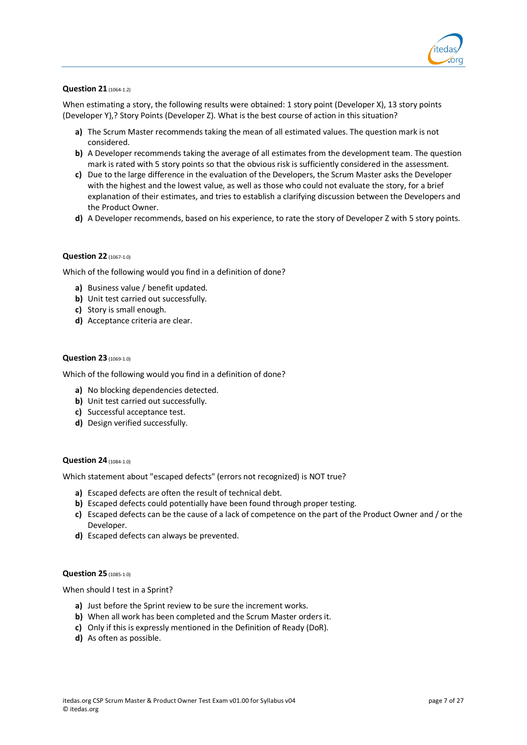**Question 21** (1064-1.2)

When estimating a story, the following results were obtained: 1 story point (Developer X), 13 story points (Developer Y),? Story Points (Developer Z). What is the best course of action in this situation?

- **a)** The Scrum Master recommends taking the mean of all estimated values. The question mark is not considered.
- **b)** A Developer recommends taking the average of all estimates from the development team. The question mark is rated with 5 story points so that the obvious risk is sufficiently considered in the assessment.
- **c)** Due to the large difference in the evaluation of the Developers, the Scrum Master asks the Developer with the highest and the lowest value, as well as those who could not evaluate the story, for a brief explanation of their estimates, and tries to establish a clarifying discussion between the Developers and the Product Owner.
- **d)** A Developer recommends, based on his experience, to rate the story of Developer Z with 5 story points.

**Question 22** (1067-1.0)

Which of the following would you find in a definition of done?

- **a)** Business value / benefit updated.
- **b)** Unit test carried out successfully.
- **c)** Story is small enough.
- **d)** Acceptance criteria are clear.

**Question 23** (1069-1.0)

Which of the following would you find in a definition of done?

- **a)** No blocking dependencies detected.
- **b)** Unit test carried out successfully.
- **c)** Successful acceptance test.
- **d)** Design verified successfully.

**Question 24** (1084-1.0)

Which statement about "escaped defects" (errors not recognized) is NOT true?

- **a)** Escaped defects are often the result of technical debt.
- **b)** Escaped defects could potentially have been found through proper testing.
- **c)** Escaped defects can be the cause of a lack of competence on the part of the Product Owner and / or the Developer.
- **d)** Escaped defects can always be prevented.

**Question 25** (1085-1.0)

When should I test in a Sprint?

- **a)** Just before the Sprint review to be sure the increment works.
- **b)** When all work has been completed and the Scrum Master orders it.
- **c)** Only if this is expressly mentioned in the Definition of Ready (DoR).
- **d)** As often as possible.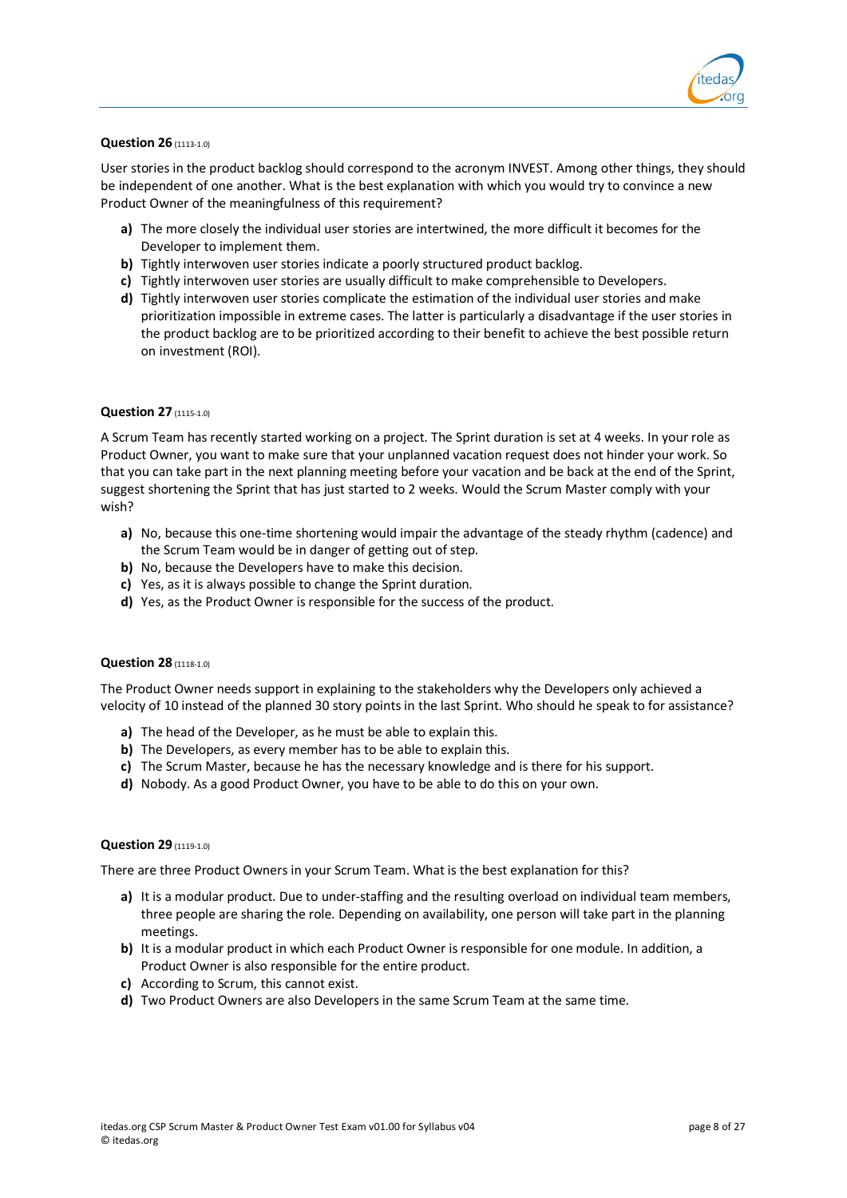**Question 26** (1113-1.0)

User stories in the product backlog should correspond to the acronym INVEST. Among other things, they should be independent of one another. What is the best explanation with which you would try to convince a new Product Owner of the meaningfulness of this requirement?

- **a)** The more closely the individual user stories are intertwined, the more difficult it becomes for the Developer to implement them.
- **b)** Tightly interwoven user stories indicate a poorly structured product backlog.
- **c)** Tightly interwoven user stories are usually difficult to make comprehensible to Developers.
- **d)** Tightly interwoven user stories complicate the estimation of the individual user stories and make prioritization impossible in extreme cases. The latter is particularly a disadvantage if the user stories in the product backlog are to be prioritized according to their benefit to achieve the best possible return on investment (ROI).

**Question 27** (1115-1.0)

A Scrum Team has recently started working on a project. The Sprint duration is set at 4 weeks. In your role as Product Owner, you want to make sure that your unplanned vacation request does not hinder your work. So that you can take part in the next planning meeting before your vacation and be back at the end of the Sprint, suggest shortening the Sprint that has just started to 2 weeks. Would the Scrum Master comply with your wish?

- **a)** No, because this one-time shortening would impair the advantage of the steady rhythm (cadence) and the Scrum Team would be in danger of getting out of step.
- **b)** No, because the Developers have to make this decision.
- **c)** Yes, as it is always possible to change the Sprint duration.
- **d)** Yes, as the Product Owner is responsible for the success of the product.

**Question 28** (1118-1.0)

The Product Owner needs support in explaining to the stakeholders why the Developers only achieved a velocity of 10 instead of the planned 30 story points in the last Sprint. Who should he speak to for assistance?

- **a)** The head of the Developer, as he must be able to explain this.
- **b)** The Developers, as every member has to be able to explain this.
- **c)** The Scrum Master, because he has the necessary knowledge and is there for his support.
- **d)** Nobody. As a good Product Owner, you have to be able to do this on your own.

**Question 29** (1119-1.0)

There are three Product Owners in your Scrum Team. What is the best explanation for this?

- **a)** It is a modular product. Due to under-staffing and the resulting overload on individual team members, three people are sharing the role. Depending on availability, one person will take part in the planning meetings.
- **b)** It is a modular product in which each Product Owner is responsible for one module. In addition, a Product Owner is also responsible for the entire product.
- **c)** According to Scrum, this cannot exist.
- **d)** Two Product Owners are also Developers in the same Scrum Team at the same time.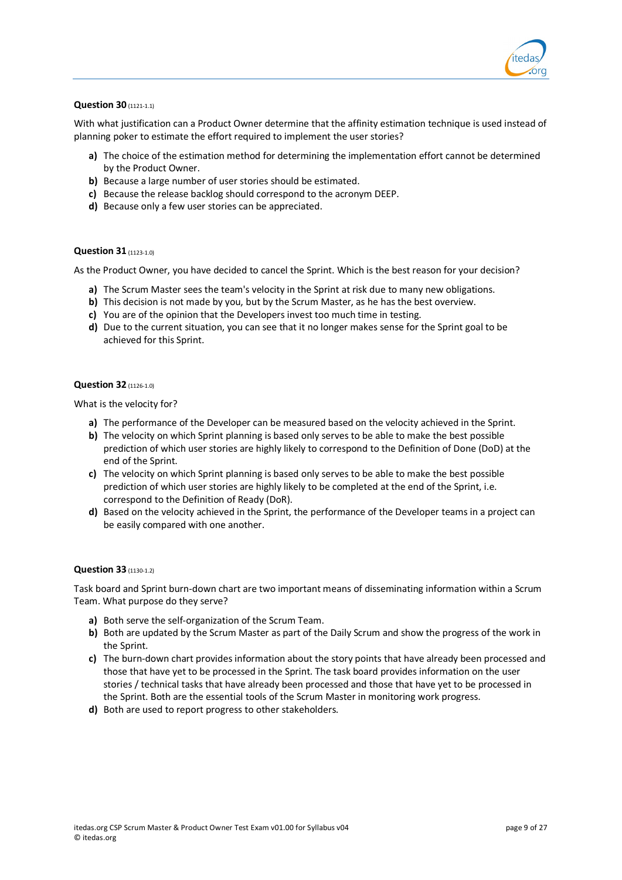**Question 30** (1121-1.1)

With what justification can a Product Owner determine that the affinity estimation technique is used instead of planning poker to estimate the effort required to implement the user stories?

- **a)** The choice of the estimation method for determining the implementation effort cannot be determined by the Product Owner.
- **b)** Because a large number of user stories should be estimated.
- **c)** Because the release backlog should correspond to the acronym DEEP.
- **d)** Because only a few user stories can be appreciated.

**Question 31** (1123-1.0)

As the Product Owner, you have decided to cancel the Sprint. Which is the best reason for your decision?

- **a)** The Scrum Master sees the team's velocity in the Sprint at risk due to many new obligations.
- **b)** This decision is not made by you, but by the Scrum Master, as he has the best overview.
- **c)** You are of the opinion that the Developers invest too much time in testing.
- **d)** Due to the current situation, you can see that it no longer makes sense for the Sprint goal to be achieved for this Sprint.

**Question 32** (1126-1.0)

What is the velocity for?

- **a)** The performance of the Developer can be measured based on the velocity achieved in the Sprint.
- **b)** The velocity on which Sprint planning is based only serves to be able to make the best possible prediction of which user stories are highly likely to correspond to the Definition of Done (DoD) at the end of the Sprint.
- **c)** The velocity on which Sprint planning is based only serves to be able to make the best possible prediction of which user stories are highly likely to be completed at the end of the Sprint, i.e. correspond to the Definition of Ready (DoR).
- **d)** Based on the velocity achieved in the Sprint, the performance of the Developer teams in a project can be easily compared with one another.

**Question 33** (1130-1.2)

Task board and Sprint burn-down chart are two important means of disseminating information within a Scrum Team. What purpose do they serve?

- **a)** Both serve the self-organization of the Scrum Team.
- **b)** Both are updated by the Scrum Master as part of the Daily Scrum and show the progress of the work in the Sprint.
- **c)** The burn-down chart provides information about the story points that have already been processed and those that have yet to be processed in the Sprint. The task board provides information on the user stories / technical tasks that have already been processed and those that have yet to be processed in the Sprint. Both are the essential tools of the Scrum Master in monitoring work progress.
- **d)** Both are used to report progress to other stakeholders.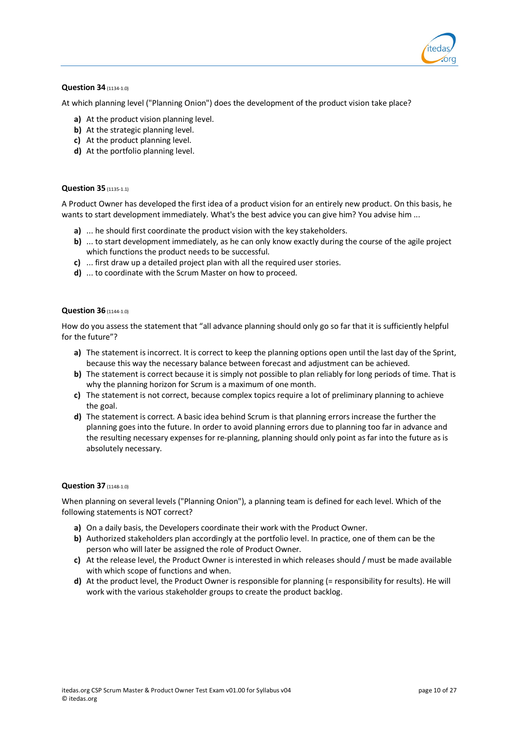**Question 34** (1134-1.0)

At which planning level ("Planning Onion") does the development of the product vision take place?

- **a)** At the product vision planning level.
- **b)** At the strategic planning level.
- **c)** At the product planning level.
- **d)** At the portfolio planning level.

**Question 35** (1135-1.1)

A Product Owner has developed the first idea of a product vision for an entirely new product. On this basis, he wants to start development immediately. What's the best advice you can give him? You advise him ...

- **a)** ... he should first coordinate the product vision with the key stakeholders.
- **b)** ... to start development immediately, as he can only know exactly during the course of the agile project which functions the product needs to be successful.
- **c)** ... first draw up a detailed project plan with all the required user stories.
- **d)** ... to coordinate with the Scrum Master on how to proceed.

**Question 36** (1144-1.0)

How do you assess the statement that “all advance planning should only go so far that it is sufficiently helpful for the future”?

- **a)** The statement is incorrect. It is correct to keep the planning options open until the last day of the Sprint, because this way the necessary balance between forecast and adjustment can be achieved.
- **b)** The statement is correct because it is simply not possible to plan reliably for long periods of time. That is why the planning horizon for Scrum is a maximum of one month.
- **c)** The statement is not correct, because complex topics require a lot of preliminary planning to achieve the goal.
- **d)** The statement is correct. A basic idea behind Scrum is that planning errors increase the further the planning goes into the future. In order to avoid planning errors due to planning too far in advance and the resulting necessary expenses for re-planning, planning should only point as far into the future as is absolutely necessary.

**Question 37** (1148-1.0)

When planning on several levels ("Planning Onion"), a planning team is defined for each level. Which of the following statements is NOT correct?

- **a)** On a daily basis, the Developers coordinate their work with the Product Owner.
- **b)** Authorized stakeholders plan accordingly at the portfolio level. In practice, one of them can be the person who will later be assigned the role of Product Owner.
- **c)** At the release level, the Product Owner is interested in which releases should / must be made available with which scope of functions and when.
- **d)** At the product level, the Product Owner is responsible for planning (= responsibility for results). He will work with the various stakeholder groups to create the product backlog.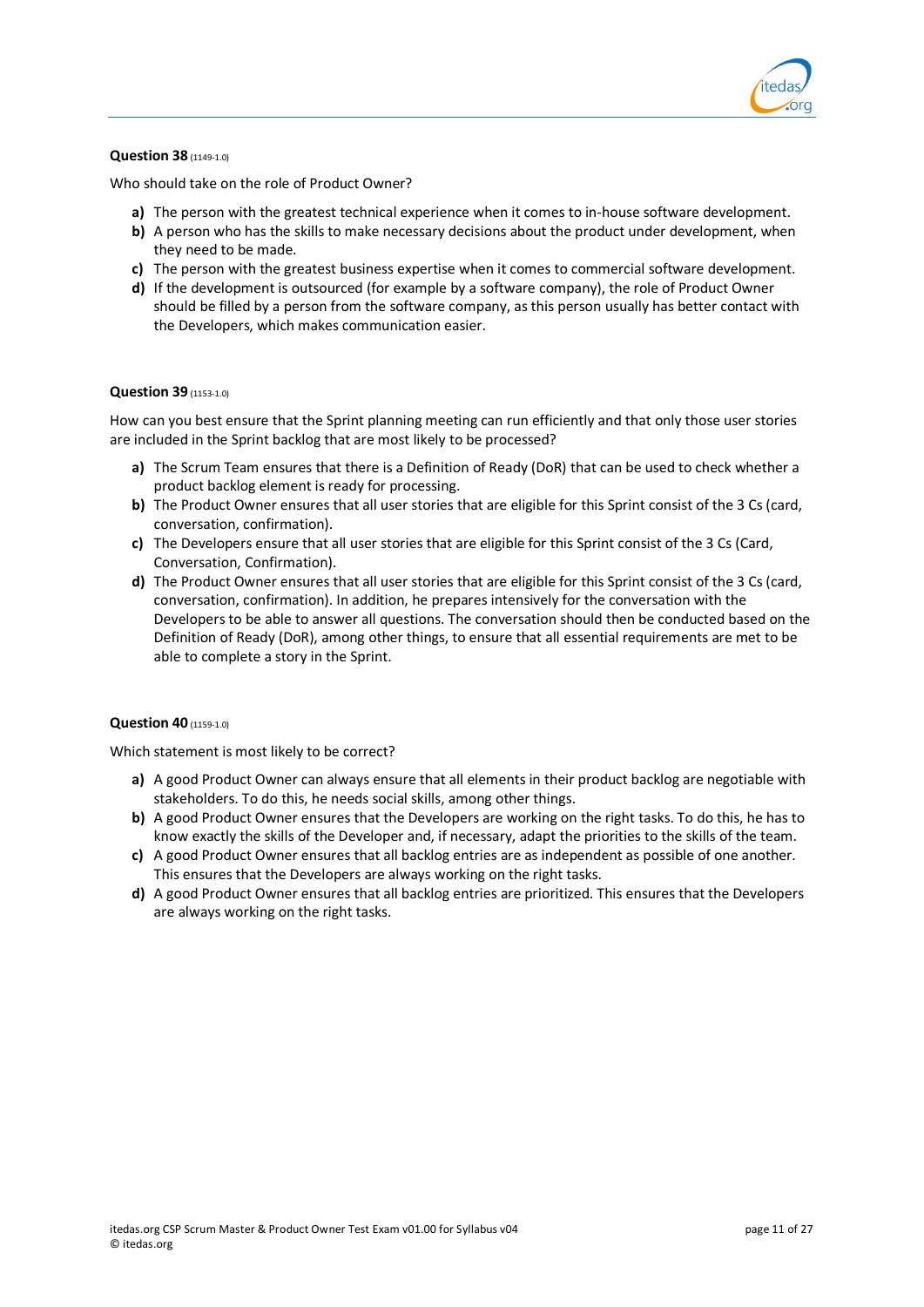**Question 38** (1149-1.0)

Who should take on the role of Product Owner?

- **a)** The person with the greatest technical experience when it comes to in-house software development.
- **b)** A person who has the skills to make necessary decisions about the product under development, when they need to be made.
- **c)** The person with the greatest business expertise when it comes to commercial software development.
- **d)** If the development is outsourced (for example by a software company), the role of Product Owner should be filled by a person from the software company, as this person usually has better contact with the Developers, which makes communication easier.

**Question 39** (1153-1.0)

How can you best ensure that the Sprint planning meeting can run efficiently and that only those user stories are included in the Sprint backlog that are most likely to be processed?

- **a)** The Scrum Team ensures that there is a Definition of Ready (DoR) that can be used to check whether a product backlog element is ready for processing.
- **b)** The Product Owner ensures that all user stories that are eligible for this Sprint consist of the 3 Cs (card, conversation, confirmation).
- **c)** The Developers ensure that all user stories that are eligible for this Sprint consist of the 3 Cs (Card, Conversation, Confirmation).
- **d)** The Product Owner ensures that all user stories that are eligible for this Sprint consist of the 3 Cs (card, conversation, confirmation). In addition, he prepares intensively for the conversation with the Developers to be able to answer all questions. The conversation should then be conducted based on the Definition of Ready (DoR), among other things, to ensure that all essential requirements are met to be able to complete a story in the Sprint.

**Question 40** (1159-1.0)

Which statement is most likely to be correct?

- **a)** A good Product Owner can always ensure that all elements in their product backlog are negotiable with stakeholders. To do this, he needs social skills, among other things.
- **b)** A good Product Owner ensures that the Developers are working on the right tasks. To do this, he has to know exactly the skills of the Developer and, if necessary, adapt the priorities to the skills of the team.
- **c)** A good Product Owner ensures that all backlog entries are as independent as possible of one another. This ensures that the Developers are always working on the right tasks.
- **d)** A good Product Owner ensures that all backlog entries are prioritized. This ensures that the Developers are always working on the right tasks.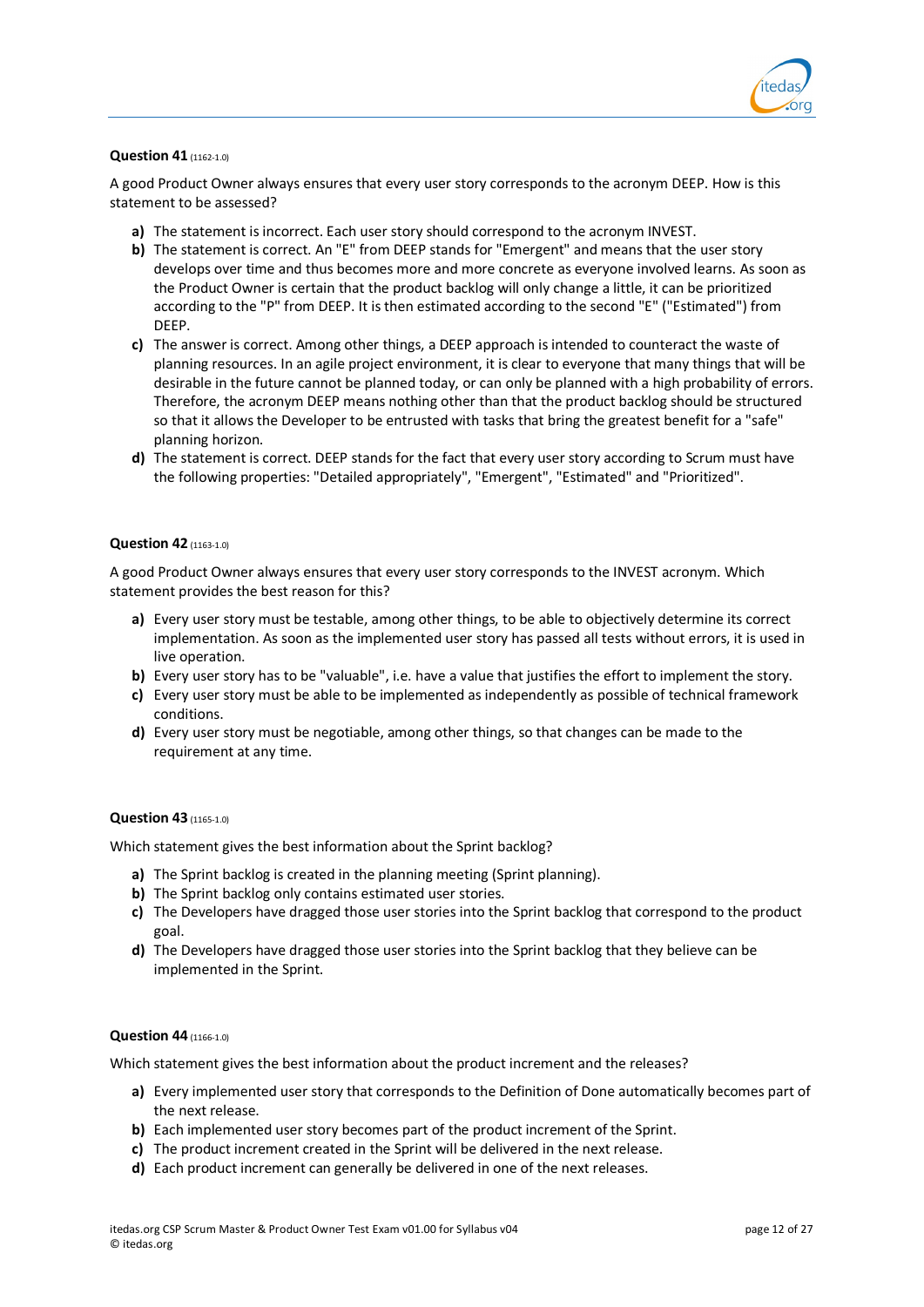**Question 41** (1162-1.0)

A good Product Owner always ensures that every user story corresponds to the acronym DEEP. How is this statement to be assessed?

**a)** The statement is incorrect. Each user story should correspond to the acronym INVEST.

**b)** The statement is correct. An "E" from DEEP stands for "Emergent" and means that the user story develops over time and thus becomes more and more concrete as everyone involved learns. As soon as the Product Owner is certain that the product backlog will only change a little, it can be prioritized according to the "P" from DEEP. It is then estimated according to the second "E" ("Estimated") from DEEP.

**c)** The answer is correct. Among other things, a DEEP approach is intended to counteract the waste of planning resources. In an agile project environment, it is clear to everyone that many things that will be desirable in the future cannot be planned today, or can only be planned with a high probability of errors. Therefore, the acronym DEEP means nothing other than that the product backlog should be structured so that it allows the Developer to be entrusted with tasks that bring the greatest benefit for a "safe" planning horizon.

**d)** The statement is correct. DEEP stands for the fact that every user story according to Scrum must have the following properties: "Detailed appropriately", "Emergent", "Estimated" and "Prioritized".

**Question 42** (1163-1.0)

A good Product Owner always ensures that every user story corresponds to the INVEST acronym. Which statement provides the best reason for this?

**a)** Every user story must be testable, among other things, to be able to objectively determine its correct implementation. As soon as the implemented user story has passed all tests without errors, it is used in live operation.

**b)** Every user story has to be "valuable", i.e. have a value that justifies the effort to implement the story.

**c)** Every user story must be able to be implemented as independently as possible of technical framework conditions.

**d)** Every user story must be negotiable, among other things, so that changes can be made to the requirement at any time.

**Question 43** (1165-1.0)

Which statement gives the best information about the Sprint backlog?

**a)** The Sprint backlog is created in the planning meeting (Sprint planning).

**b)** The Sprint backlog only contains estimated user stories.

**c)** The Developers have dragged those user stories into the Sprint backlog that correspond to the product goal.

**d)** The Developers have dragged those user stories into the Sprint backlog that they believe can be implemented in the Sprint.

**Question 44** (1166-1.0)

Which statement gives the best information about the product increment and the releases?

**a)** Every implemented user story that corresponds to the Definition of Done automatically becomes part of the next release.

**b)** Each implemented user story becomes part of the product increment of the Sprint.

**c)** The product increment created in the Sprint will be delivered in the next release.

**d)** Each product increment can generally be delivered in one of the next releases.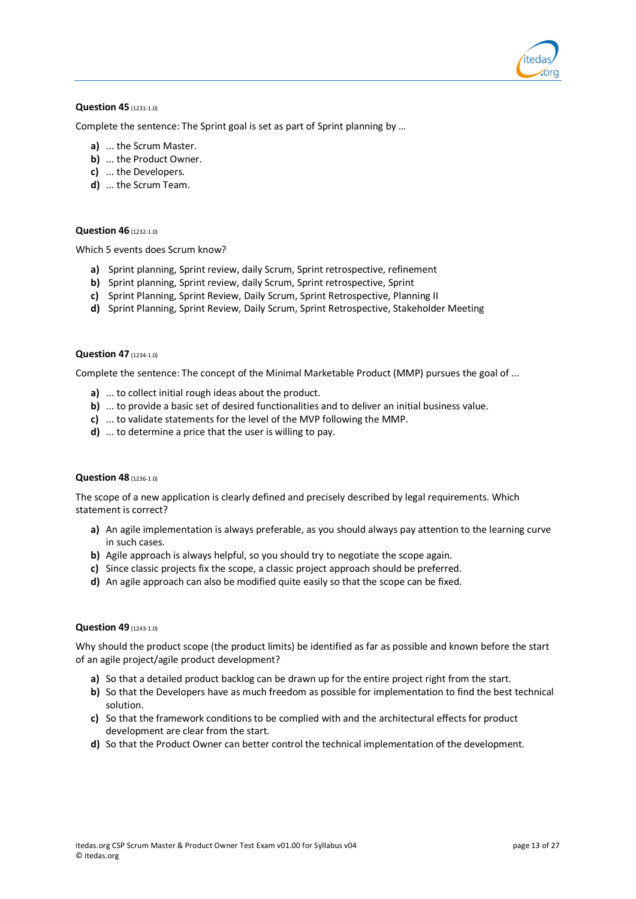**Question 45** (1231-1.0)

Complete the sentence: The Sprint goal is set as part of Sprint planning by ...

- **a)** ... the Scrum Master.
- **b)** ... the Product Owner.
- **c)** ... the Developers.
- **d)** ... the Scrum Team.

**Question 46** (1232-1.0)

Which 5 events does Scrum know?

- **a)** Sprint planning, Sprint review, daily Scrum, Sprint retrospective, refinement
- **b)** Sprint planning, Sprint review, daily Scrum, Sprint retrospective, Sprint
- **c)** Sprint Planning, Sprint Review, Daily Scrum, Sprint Retrospective, Planning II
- **d)** Sprint Planning, Sprint Review, Daily Scrum, Sprint Retrospective, Stakeholder Meeting

**Question 47** (1234-1.0)

Complete the sentence: The concept of the Minimal Marketable Product (MMP) pursues the goal of ...

- **a)** ... to collect initial rough ideas about the product.
- **b)** ... to provide a basic set of desired functionalities and to deliver an initial business value.
- **c)** ... to validate statements for the level of the MVP following the MMP.
- **d)** ... to determine a price that the user is willing to pay.

**Question 48** (1236-1.0)

The scope of a new application is clearly defined and precisely described by legal requirements. Which statement is correct?

- **a)** An agile implementation is always preferable, as you should always pay attention to the learning curve in such cases.
- **b)** Agile approach is always helpful, so you should try to negotiate the scope again.
- **c)** Since classic projects fix the scope, a classic project approach should be preferred.
- **d)** An agile approach can also be modified quite easily so that the scope can be fixed.

**Question 49** (1243-1.0)

Why should the product scope (the product limits) be identified as far as possible and known before the start of an agile project/agile product development?

- **a)** So that a detailed product backlog can be drawn up for the entire project right from the start.
- **b)** So that the Developers have as much freedom as possible for implementation to find the best technical solution.
- **c)** So that the framework conditions to be complied with and the architectural effects for product development are clear from the start.
- **d)** So that the Product Owner can better control the technical implementation of the development.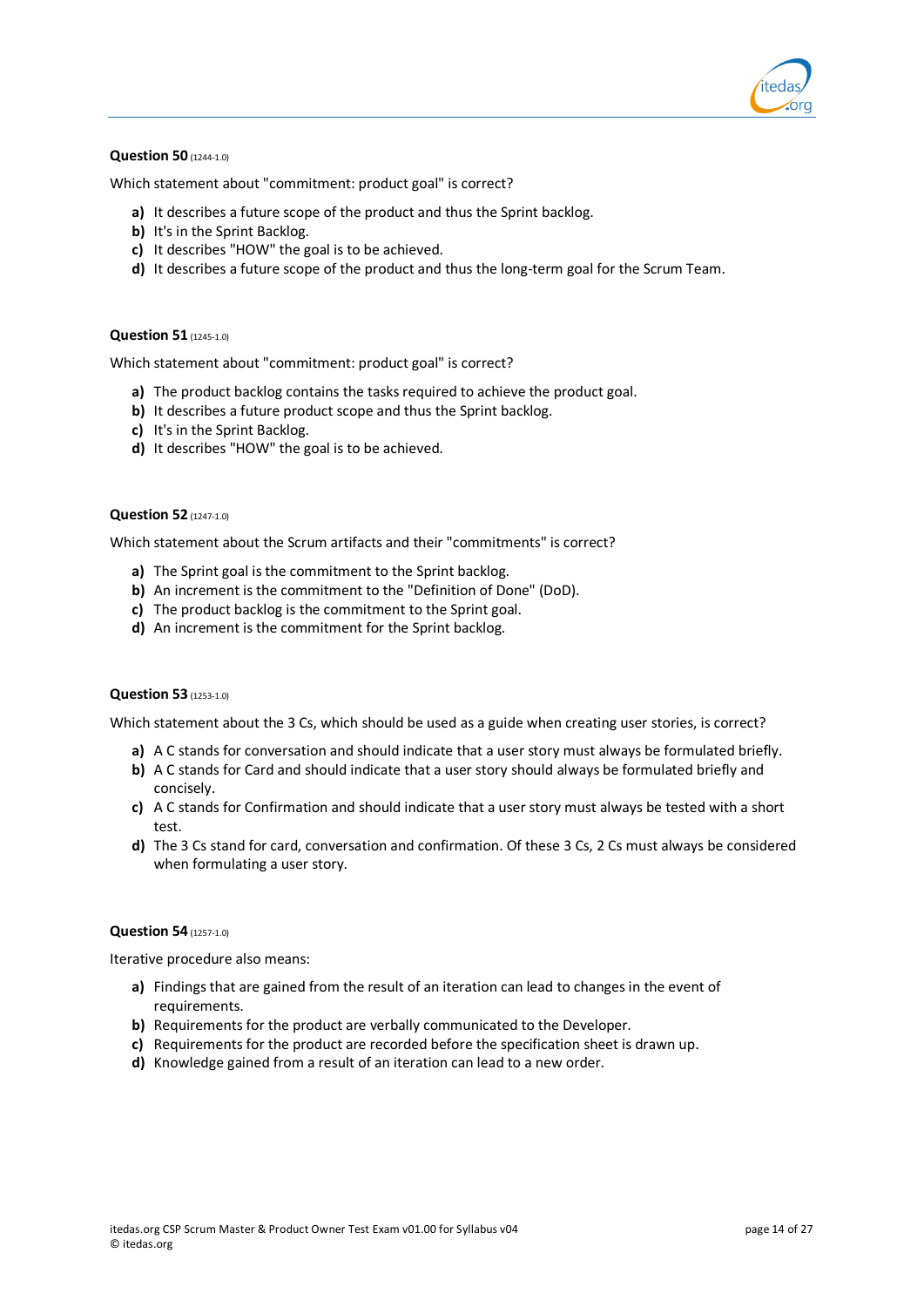**Question 50** (1244-1.0)

Which statement about "commitment: product goal" is correct?

- **a)** It describes a future scope of the product and thus the Sprint backlog.
- **b)** It's in the Sprint Backlog.
- **c)** It describes "HOW" the goal is to be achieved.
- **d)** It describes a future scope of the product and thus the long-term goal for the Scrum Team.

**Question 51** (1245-1.0)

Which statement about "commitment: product goal" is correct?

- **a)** The product backlog contains the tasks required to achieve the product goal.
- **b)** It describes a future product scope and thus the Sprint backlog.
- **c)** It's in the Sprint Backlog.
- **d)** It describes "HOW" the goal is to be achieved.

**Question 52** (1247-1.0)

Which statement about the Scrum artifacts and their "commitments" is correct?

- **a)** The Sprint goal is the commitment to the Sprint backlog.
- **b)** An increment is the commitment to the "Definition of Done" (DoD).
- **c)** The product backlog is the commitment to the Sprint goal.
- **d)** An increment is the commitment for the Sprint backlog.

**Question 53** (1253-1.0)

Which statement about the 3 Cs, which should be used as a guide when creating user stories, is correct?

- **a)** A C stands for conversation and should indicate that a user story must always be formulated briefly.
- **b)** A C stands for Card and should indicate that a user story should always be formulated briefly and concisely.
- **c)** A C stands for Confirmation and should indicate that a user story must always be tested with a short test.
- **d)** The 3 Cs stand for card, conversation and confirmation. Of these 3 Cs, 2 Cs must always be considered when formulating a user story.

**Question 54** (1257-1.0)

Iterative procedure also means:

- **a)** Findings that are gained from the result of an iteration can lead to changes in the event of requirements.
- **b)** Requirements for the product are verbally communicated to the Developer.
- **c)** Requirements for the product are recorded before the specification sheet is drawn up.
- **d)** Knowledge gained from a result of an iteration can lead to a new order.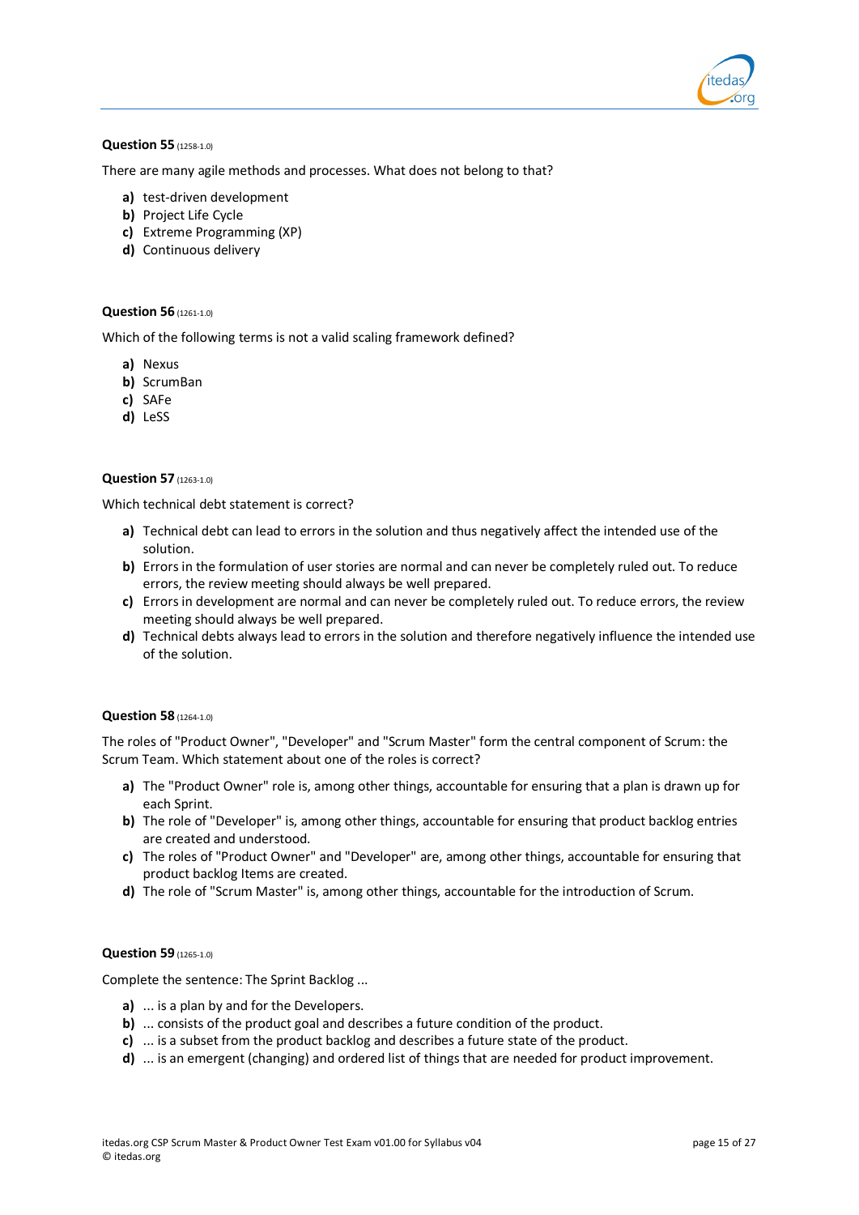**Question 55** (1258-1.0)

There are many agile methods and processes. What does not belong to that?

- **a)** test-driven development
- **b)** Project Life Cycle
- **c)** Extreme Programming (XP)
- **d)** Continuous delivery

**Question 56** (1261-1.0)

Which of the following terms is not a valid scaling framework defined?

- **a)** Nexus
- **b)** ScrumBan
- **c)** SAFe
- **d)** LeSS

**Question 57** (1263-1.0)

Which technical debt statement is correct?

- **a)** Technical debt can lead to errors in the solution and thus negatively affect the intended use of the solution.
- **b)** Errors in the formulation of user stories are normal and can never be completely ruled out. To reduce errors, the review meeting should always be well prepared.
- **c)** Errors in development are normal and can never be completely ruled out. To reduce errors, the review meeting should always be well prepared.
- **d)** Technical debts always lead to errors in the solution and therefore negatively influence the intended use of the solution.

**Question 58** (1264-1.0)

The roles of "Product Owner", "Developer" and "Scrum Master" form the central component of Scrum: the Scrum Team. Which statement about one of the roles is correct?

- **a)** The "Product Owner" role is, among other things, accountable for ensuring that a plan is drawn up for each Sprint.
- **b)** The role of "Developer" is, among other things, accountable for ensuring that product backlog entries are created and understood.
- **c)** The roles of "Product Owner" and "Developer" are, among other things, accountable for ensuring that product backlog Items are created.
- **d)** The role of "Scrum Master" is, among other things, accountable for the introduction of Scrum.

**Question 59** (1265-1.0)

Complete the sentence: The Sprint Backlog ...

- **a)** ... is a plan by and for the Developers.
- **b)** ... consists of the product goal and describes a future condition of the product.
- **c)** ... is a subset from the product backlog and describes a future state of the product.
- **d)** ... is an emergent (changing) and ordered list of things that are needed for product improvement.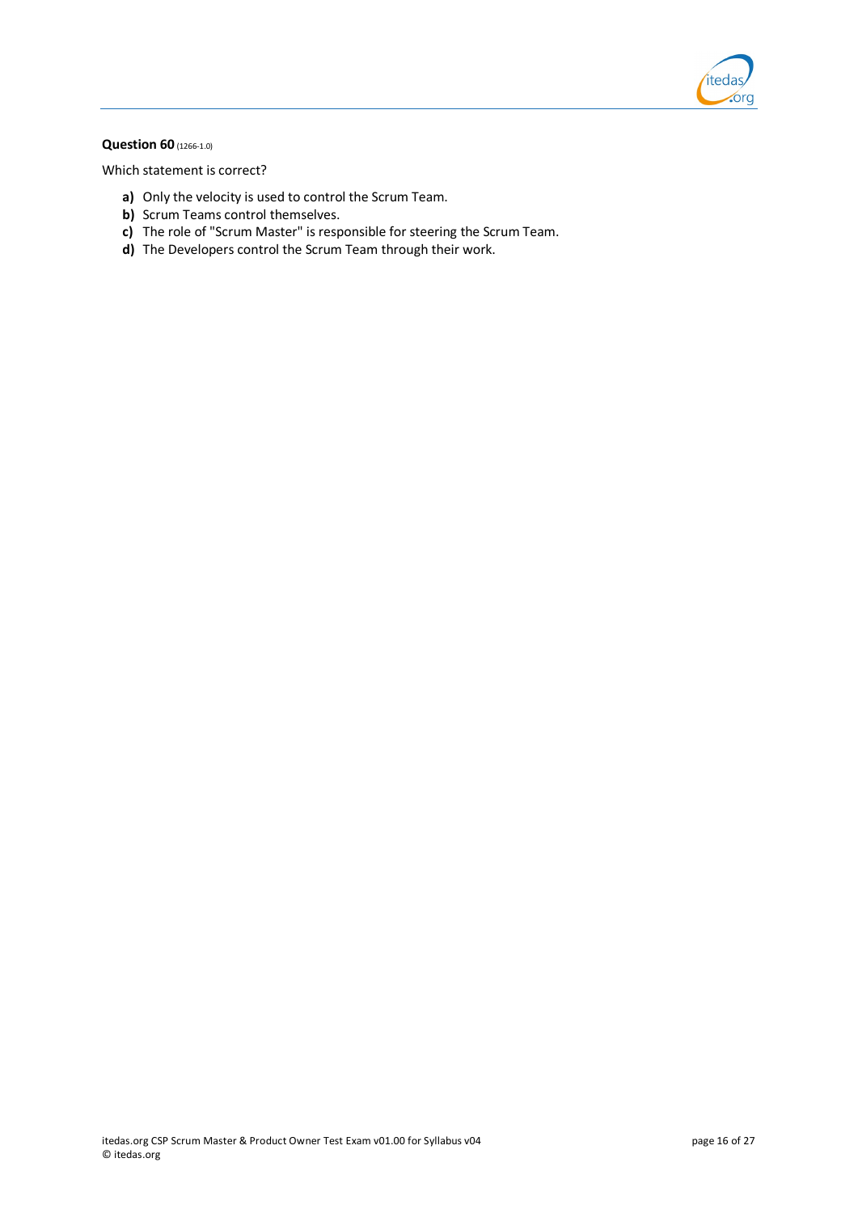**Question 60** (1266-1.0)

Which statement is correct?

- **a)** Only the velocity is used to control the Scrum Team.
- **b)** Scrum Teams control themselves.
- **c)** The role of "Scrum Master" is responsible for steering the Scrum Team.
- **d)** The Developers control the Scrum Team through their work.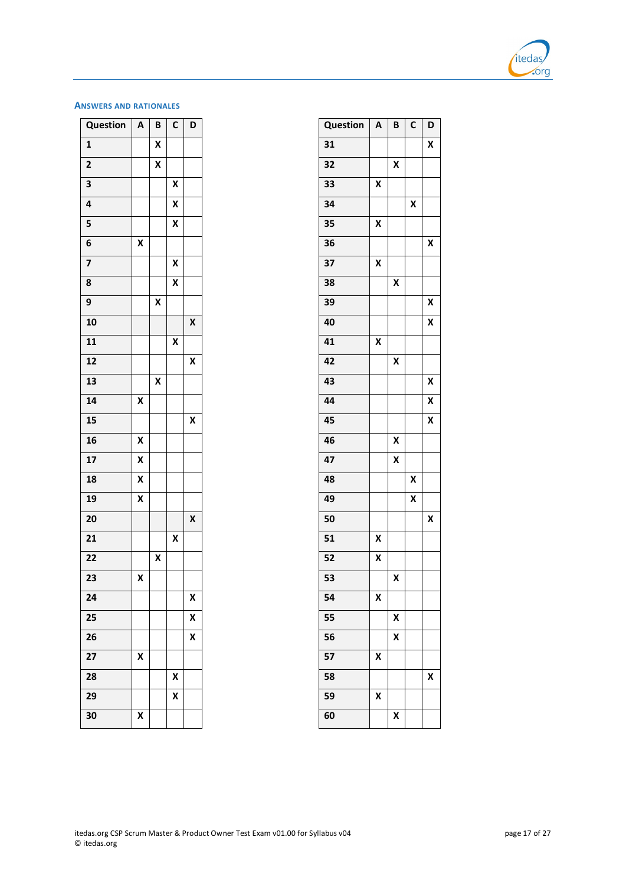## Answers and Rationales

| Question | A | B | C | D |
|---|---|---|---|---|
| 1 | | X | | |
| 2 | | X | | |
| 3 | | | X | |
| 4 | | | X | |
| 5 | | | X | |
| 6 | X | | | |
| 7 | | | X | |
| 8 | | | X | |
| 9 | | X | | |
| 10 | | | | X |
| 11 | | | X | |
| 12 | | | | X |
| 13 | | X | | |
| 14 | X | | | |
| 15 | | | | X |
| 16 | X | | | |
| 17 | X | | | |
| 18 | X | | | |
| 19 | X | | | |
| 20 | | | | X |
| 21 | | | X | |
| 22 | | X | | |
| 23 | X | | | |
| 24 | | | | X |
| 25 | | | | X |
| 26 | | | | X |
| 27 | X | | | |
| 28 | | | X | |
| 29 | | | X | |
| 30 | X | | | |

| Question | A | B | C | D |
|---|---|---|---|---|
| 31 | | | | X |
| 32 | | X | | |
| 33 | X | | | |
| 34 | | | X | |
| 35 | X | | | |
| 36 | | | | X |
| 37 | X | | | |
| 38 | | X | | |
| 39 | | | | X |
| 40 | | | | X |
| 41 | X | | | |
| 42 | | X | | |
| 43 | | | | X |
| 44 | | | | X |
| 45 | | | | X |
| 46 | | X | | |
| 47 | | X | | |
| 48 | | | X | |
| 49 | | | X | |
| 50 | | | | X |
| 51 | X | | | |
| 52 | X | | | |
| 53 | | X | | |
| 54 | X | | | |
| 55 | | X | | |
| 56 | | X | | |
| 57 | X | | | |
| 58 | | | | X |
| 59 | X | | | |
| 60 | | X | | |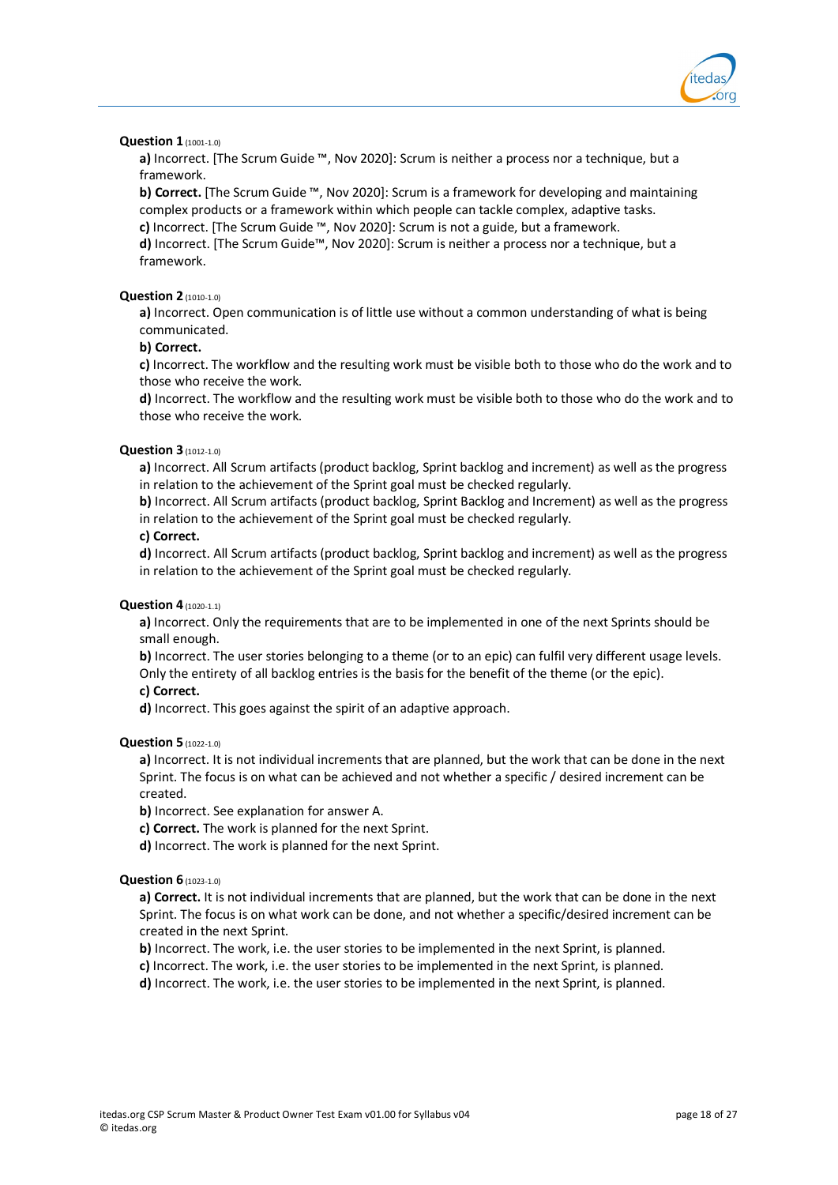**Question 1** (1001-1.0)

**a)** Incorrect. [The Scrum Guide ™, Nov 2020]: Scrum is neither a process nor a technique, but a framework.

**b) Correct.** [The Scrum Guide ™, Nov 2020]: Scrum is a framework for developing and maintaining complex products or a framework within which people can tackle complex, adaptive tasks.

**c)** Incorrect. [The Scrum Guide ™, Nov 2020]: Scrum is not a guide, but a framework.

**d)** Incorrect. [The Scrum Guide™, Nov 2020]: Scrum is neither a process nor a technique, but a framework.

**Question 2** (1010-1.0)

**a)** Incorrect. Open communication is of little use without a common understanding of what is being communicated.

**b) Correct.**

**c)** Incorrect. The workflow and the resulting work must be visible both to those who do the work and to those who receive the work.

**d)** Incorrect. The workflow and the resulting work must be visible both to those who do the work and to those who receive the work.

**Question 3** (1012-1.0)

**a)** Incorrect. All Scrum artifacts (product backlog, Sprint backlog and increment) as well as the progress in relation to the achievement of the Sprint goal must be checked regularly.

**b)** Incorrect. All Scrum artifacts (product backlog, Sprint Backlog and Increment) as well as the progress in relation to the achievement of the Sprint goal must be checked regularly.

**c) Correct.**

**d)** Incorrect. All Scrum artifacts (product backlog, Sprint backlog and increment) as well as the progress in relation to the achievement of the Sprint goal must be checked regularly.

**Question 4** (1020-1.1)

**a)** Incorrect. Only the requirements that are to be implemented in one of the next Sprints should be small enough.

**b)** Incorrect. The user stories belonging to a theme (or to an epic) can fulfil very different usage levels. Only the entirety of all backlog entries is the basis for the benefit of the theme (or the epic).

**c) Correct.**

**d)** Incorrect. This goes against the spirit of an adaptive approach.

**Question 5** (1022-1.0)

**a)** Incorrect. It is not individual increments that are planned, but the work that can be done in the next Sprint. The focus is on what can be achieved and not whether a specific / desired increment can be created.

**b)** Incorrect. See explanation for answer A.

**c) Correct.** The work is planned for the next Sprint.

**d)** Incorrect. The work is planned for the next Sprint.

**Question 6** (1023-1.0)

**a) Correct.** It is not individual increments that are planned, but the work that can be done in the next Sprint. The focus is on what work can be done, and not whether a specific/desired increment can be created in the next Sprint.

**b)** Incorrect. The work, i.e. the user stories to be implemented in the next Sprint, is planned.

**c)** Incorrect. The work, i.e. the user stories to be implemented in the next Sprint, is planned.

**d)** Incorrect. The work, i.e. the user stories to be implemented in the next Sprint, is planned.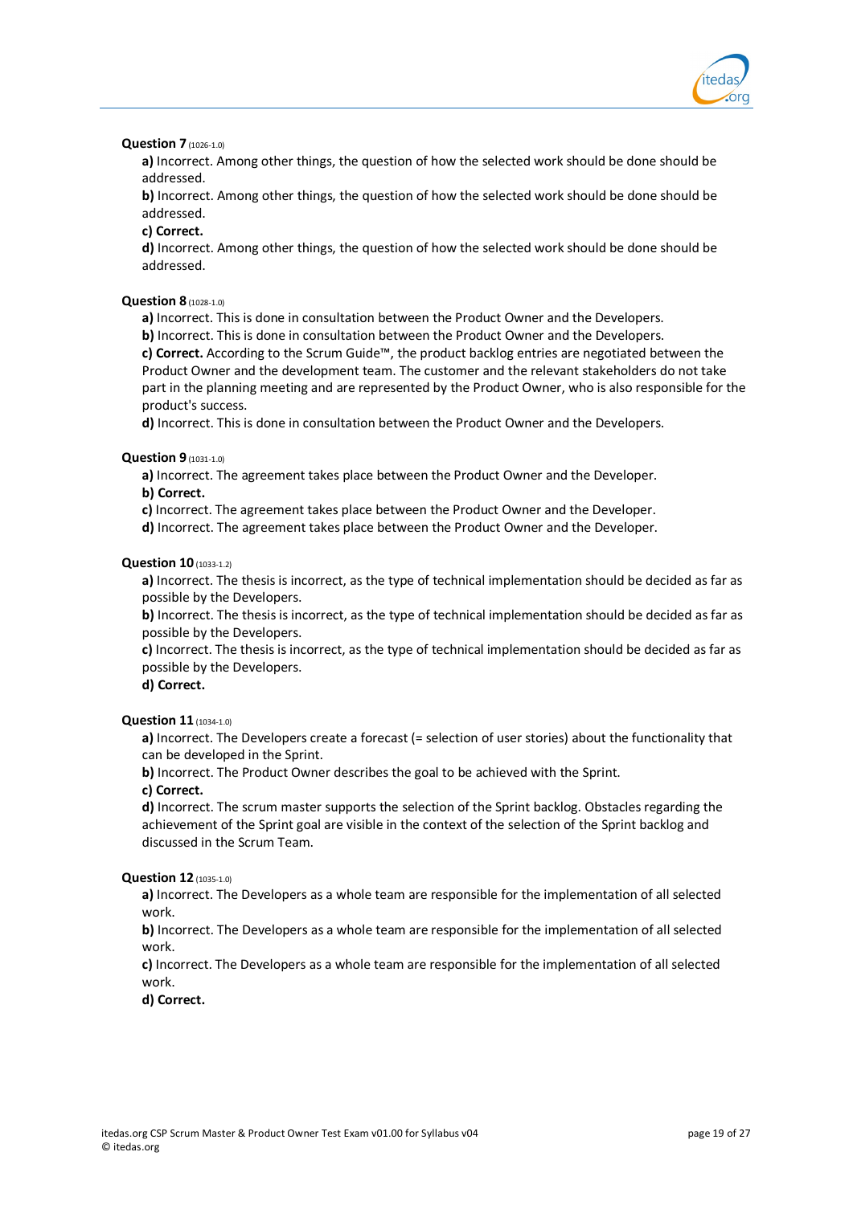**Question 7** (1026-1.0)

**a)** Incorrect. Among other things, the question of how the selected work should be done should be addressed.

**b)** Incorrect. Among other things, the question of how the selected work should be done should be addressed.

**c) Correct.**

**d)** Incorrect. Among other things, the question of how the selected work should be done should be addressed.

**Question 8** (1028-1.0)

**a)** Incorrect. This is done in consultation between the Product Owner and the Developers.

**b)** Incorrect. This is done in consultation between the Product Owner and the Developers.

**c) Correct.** According to the Scrum Guide™, the product backlog entries are negotiated between the Product Owner and the development team. The customer and the relevant stakeholders do not take part in the planning meeting and are represented by the Product Owner, who is also responsible for the product's success.

**d)** Incorrect. This is done in consultation between the Product Owner and the Developers.

**Question 9** (1031-1.0)

**a)** Incorrect. The agreement takes place between the Product Owner and the Developer.

**b) Correct.**

**c)** Incorrect. The agreement takes place between the Product Owner and the Developer.

**d)** Incorrect. The agreement takes place between the Product Owner and the Developer.

**Question 10** (1033-1.2)

**a)** Incorrect. The thesis is incorrect, as the type of technical implementation should be decided as far as possible by the Developers.

**b)** Incorrect. The thesis is incorrect, as the type of technical implementation should be decided as far as possible by the Developers.

**c)** Incorrect. The thesis is incorrect, as the type of technical implementation should be decided as far as possible by the Developers.

**d) Correct.**

**Question 11** (1034-1.0)

**a)** Incorrect. The Developers create a forecast (= selection of user stories) about the functionality that can be developed in the Sprint.

**b)** Incorrect. The Product Owner describes the goal to be achieved with the Sprint.

**c) Correct.**

**d)** Incorrect. The scrum master supports the selection of the Sprint backlog. Obstacles regarding the achievement of the Sprint goal are visible in the context of the selection of the Sprint backlog and discussed in the Scrum Team.

**Question 12** (1035-1.0)

**a)** Incorrect. The Developers as a whole team are responsible for the implementation of all selected work.

**b)** Incorrect. The Developers as a whole team are responsible for the implementation of all selected work.

**c)** Incorrect. The Developers as a whole team are responsible for the implementation of all selected work.

**d) Correct.**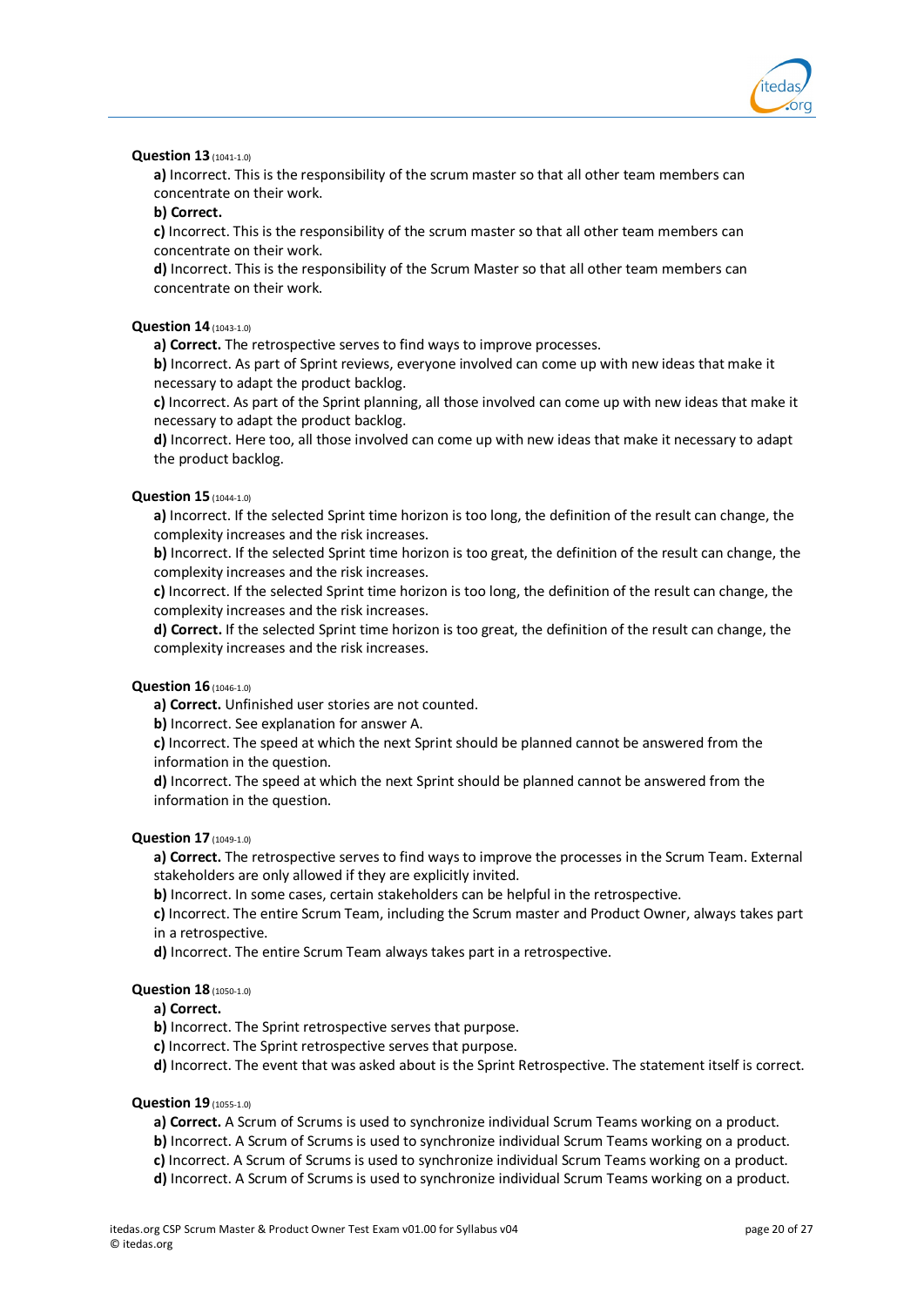**Question 13** (1041-1.0)

**a)** Incorrect. This is the responsibility of the scrum master so that all other team members can concentrate on their work.

**b) Correct.**

**c)** Incorrect. This is the responsibility of the scrum master so that all other team members can concentrate on their work.

**d)** Incorrect. This is the responsibility of the Scrum Master so that all other team members can concentrate on their work.

**Question 14** (1043-1.0)

**a) Correct.** The retrospective serves to find ways to improve processes.

**b)** Incorrect. As part of Sprint reviews, everyone involved can come up with new ideas that make it necessary to adapt the product backlog.

**c)** Incorrect. As part of the Sprint planning, all those involved can come up with new ideas that make it necessary to adapt the product backlog.

**d)** Incorrect. Here too, all those involved can come up with new ideas that make it necessary to adapt the product backlog.

**Question 15** (1044-1.0)

**a)** Incorrect. If the selected Sprint time horizon is too long, the definition of the result can change, the complexity increases and the risk increases.

**b)** Incorrect. If the selected Sprint time horizon is too great, the definition of the result can change, the complexity increases and the risk increases.

**c)** Incorrect. If the selected Sprint time horizon is too long, the definition of the result can change, the complexity increases and the risk increases.

**d) Correct.** If the selected Sprint time horizon is too great, the definition of the result can change, the complexity increases and the risk increases.

**Question 16** (1046-1.0)

**a) Correct.** Unfinished user stories are not counted.

**b)** Incorrect. See explanation for answer A.

**c)** Incorrect. The speed at which the next Sprint should be planned cannot be answered from the information in the question.

**d)** Incorrect. The speed at which the next Sprint should be planned cannot be answered from the information in the question.

**Question 17** (1049-1.0)

**a) Correct.** The retrospective serves to find ways to improve the processes in the Scrum Team. External stakeholders are only allowed if they are explicitly invited.

**b)** Incorrect. In some cases, certain stakeholders can be helpful in the retrospective.

**c)** Incorrect. The entire Scrum Team, including the Scrum master and Product Owner, always takes part in a retrospective.

**d)** Incorrect. The entire Scrum Team always takes part in a retrospective.

**Question 18** (1050-1.0)

**a) Correct.**

**b)** Incorrect. The Sprint retrospective serves that purpose.

**c)** Incorrect. The Sprint retrospective serves that purpose.

**d)** Incorrect. The event that was asked about is the Sprint Retrospective. The statement itself is correct.

**Question 19** (1055-1.0)

**a) Correct.** A Scrum of Scrums is used to synchronize individual Scrum Teams working on a product.

**b)** Incorrect. A Scrum of Scrums is used to synchronize individual Scrum Teams working on a product.

**c)** Incorrect. A Scrum of Scrums is used to synchronize individual Scrum Teams working on a product.

**d)** Incorrect. A Scrum of Scrums is used to synchronize individual Scrum Teams working on a product.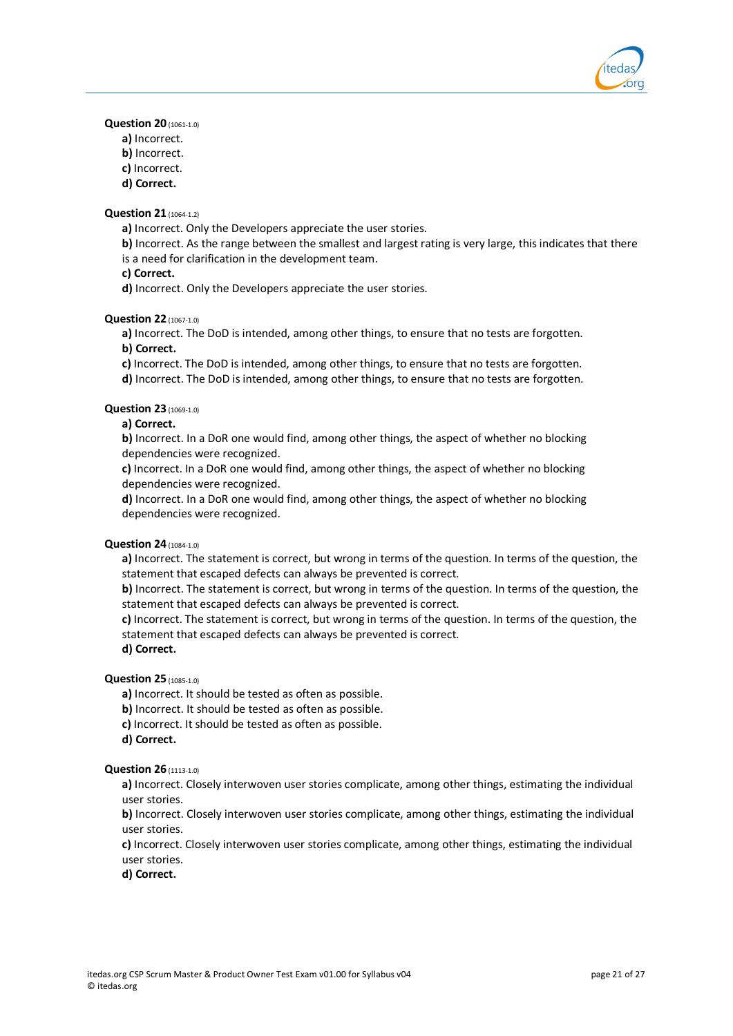**Question 20** (1061-1.0)

**a)** Incorrect.  
**b)** Incorrect.  
**c)** Incorrect.  
**d) Correct.**

**Question 21** (1064-1.2)

**a)** Incorrect. Only the Developers appreciate the user stories.  
**b)** Incorrect. As the range between the smallest and largest rating is very large, this indicates that there is a need for clarification in the development team.  
**c) Correct.**  
**d)** Incorrect. Only the Developers appreciate the user stories.

**Question 22** (1067-1.0)

**a)** Incorrect. The DoD is intended, among other things, to ensure that no tests are forgotten.  
**b) Correct.**  
**c)** Incorrect. The DoD is intended, among other things, to ensure that no tests are forgotten.  
**d)** Incorrect. The DoD is intended, among other things, to ensure that no tests are forgotten.

**Question 23** (1069-1.0)

**a) Correct.**  
**b)** Incorrect. In a DoR one would find, among other things, the aspect of whether no blocking dependencies were recognized.  
**c)** Incorrect. In a DoR one would find, among other things, the aspect of whether no blocking dependencies were recognized.  
**d)** Incorrect. In a DoR one would find, among other things, the aspect of whether no blocking dependencies were recognized.

**Question 24** (1084-1.0)

**a)** Incorrect. The statement is correct, but wrong in terms of the question. In terms of the question, the statement that escaped defects can always be prevented is correct.  
**b)** Incorrect. The statement is correct, but wrong in terms of the question. In terms of the question, the statement that escaped defects can always be prevented is correct.  
**c)** Incorrect. The statement is correct, but wrong in terms of the question. In terms of the question, the statement that escaped defects can always be prevented is correct.  
**d) Correct.**

**Question 25** (1085-1.0)

**a)** Incorrect. It should be tested as often as possible.  
**b)** Incorrect. It should be tested as often as possible.  
**c)** Incorrect. It should be tested as often as possible.  
**d) Correct.**

**Question 26** (1113-1.0)

**a)** Incorrect. Closely interwoven user stories complicate, among other things, estimating the individual user stories.  
**b)** Incorrect. Closely interwoven user stories complicate, among other things, estimating the individual user stories.  
**c)** Incorrect. Closely interwoven user stories complicate, among other things, estimating the individual user stories.  
**d) Correct.**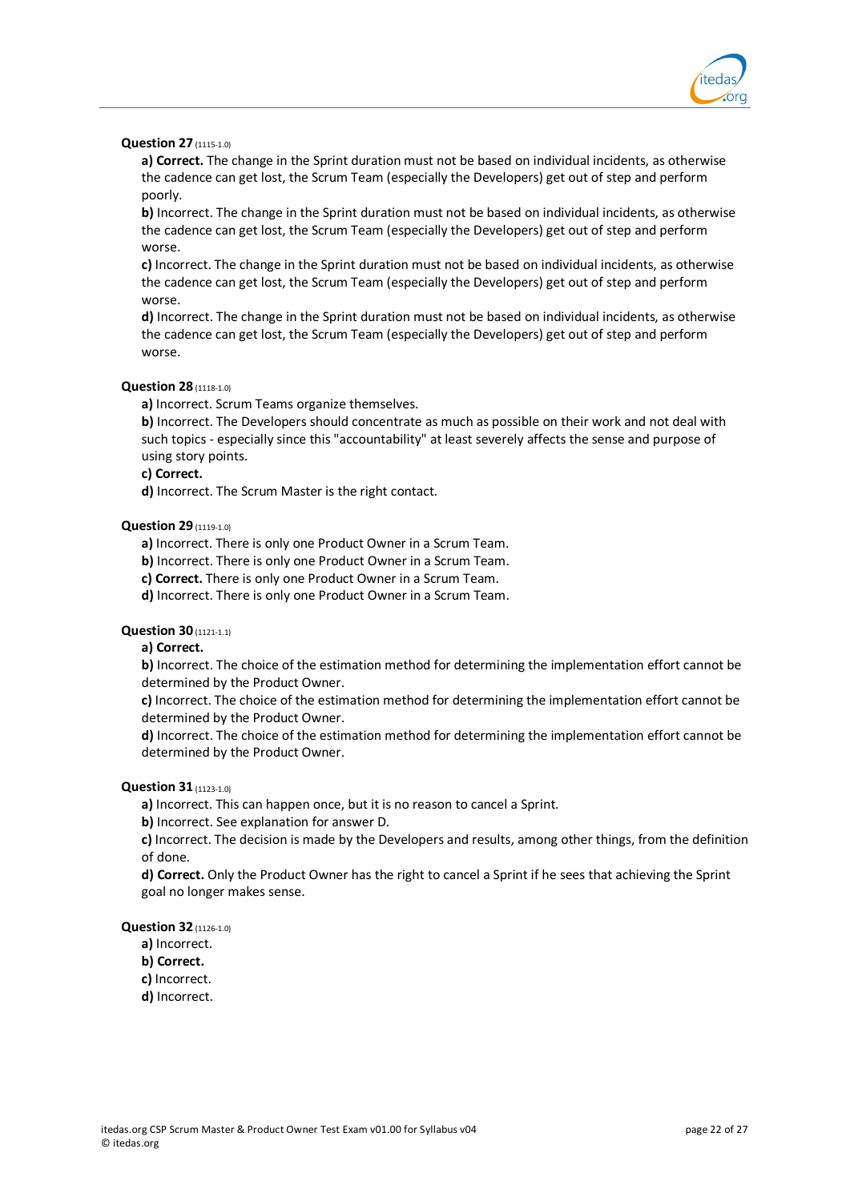**Question 27** (1115-1.0)

**a) Correct.** The change in the Sprint duration must not be based on individual incidents, as otherwise the cadence can get lost, the Scrum Team (especially the Developers) get out of step and perform poorly.

**b)** Incorrect. The change in the Sprint duration must not be based on individual incidents, as otherwise the cadence can get lost, the Scrum Team (especially the Developers) get out of step and perform worse.

**c)** Incorrect. The change in the Sprint duration must not be based on individual incidents, as otherwise the cadence can get lost, the Scrum Team (especially the Developers) get out of step and perform worse.

**d)** Incorrect. The change in the Sprint duration must not be based on individual incidents, as otherwise the cadence can get lost, the Scrum Team (especially the Developers) get out of step and perform worse.

**Question 28** (1118-1.0)

**a)** Incorrect. Scrum Teams organize themselves.

**b)** Incorrect. The Developers should concentrate as much as possible on their work and not deal with such topics - especially since this "accountability" at least severely affects the sense and purpose of using story points.

**c) Correct.**

**d)** Incorrect. The Scrum Master is the right contact.

**Question 29** (1119-1.0)

**a)** Incorrect. There is only one Product Owner in a Scrum Team.

**b)** Incorrect. There is only one Product Owner in a Scrum Team.

**c) Correct.** There is only one Product Owner in a Scrum Team.

**d)** Incorrect. There is only one Product Owner in a Scrum Team.

**Question 30** (1121-1.1)

**a) Correct.**

**b)** Incorrect. The choice of the estimation method for determining the implementation effort cannot be determined by the Product Owner.

**c)** Incorrect. The choice of the estimation method for determining the implementation effort cannot be determined by the Product Owner.

**d)** Incorrect. The choice of the estimation method for determining the implementation effort cannot be determined by the Product Owner.

**Question 31** (1123-1.0)

**a)** Incorrect. This can happen once, but it is no reason to cancel a Sprint.

**b)** Incorrect. See explanation for answer D.

**c)** Incorrect. The decision is made by the Developers and results, among other things, from the definition of done.

**d) Correct.** Only the Product Owner has the right to cancel a Sprint if he sees that achieving the Sprint goal no longer makes sense.

**Question 32** (1126-1.0)

**a)** Incorrect.

**b) Correct.**

**c)** Incorrect.

**d)** Incorrect.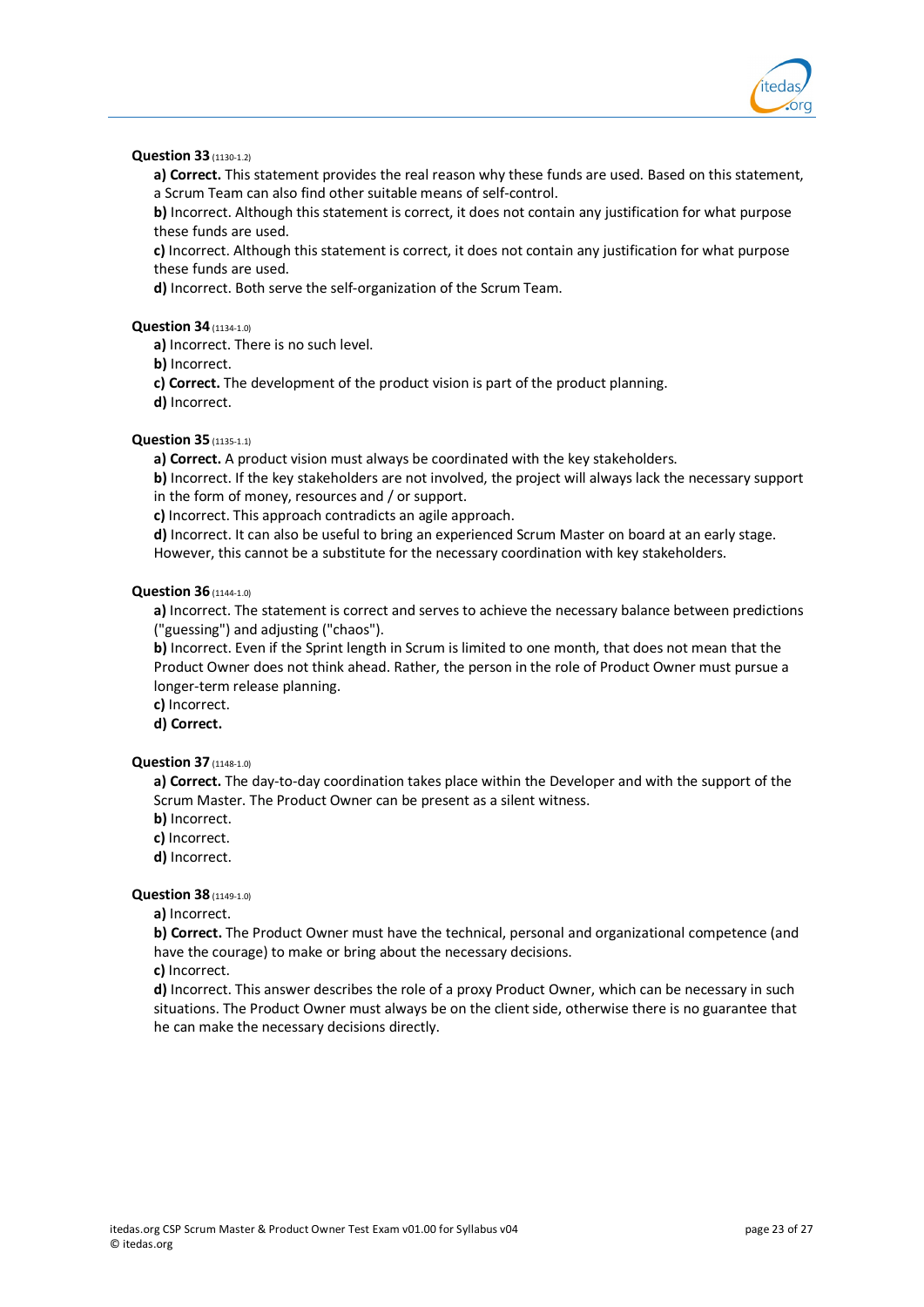**Question 33** (1130-1.2)

**a) Correct.** This statement provides the real reason why these funds are used. Based on this statement, a Scrum Team can also find other suitable means of self-control.

**b)** Incorrect. Although this statement is correct, it does not contain any justification for what purpose these funds are used.

**c)** Incorrect. Although this statement is correct, it does not contain any justification for what purpose these funds are used.

**d)** Incorrect. Both serve the self-organization of the Scrum Team.

**Question 34** (1134-1.0)

**a)** Incorrect. There is no such level.

**b)** Incorrect.

**c) Correct.** The development of the product vision is part of the product planning.

**d)** Incorrect.

**Question 35** (1135-1.1)

**a) Correct.** A product vision must always be coordinated with the key stakeholders.

**b)** Incorrect. If the key stakeholders are not involved, the project will always lack the necessary support in the form of money, resources and / or support.

**c)** Incorrect. This approach contradicts an agile approach.

**d)** Incorrect. It can also be useful to bring an experienced Scrum Master on board at an early stage. However, this cannot be a substitute for the necessary coordination with key stakeholders.

**Question 36** (1144-1.0)

**a)** Incorrect. The statement is correct and serves to achieve the necessary balance between predictions ("guessing") and adjusting ("chaos").

**b)** Incorrect. Even if the Sprint length in Scrum is limited to one month, that does not mean that the Product Owner does not think ahead. Rather, the person in the role of Product Owner must pursue a longer-term release planning.

**c)** Incorrect.

**d) Correct.**

**Question 37** (1148-1.0)

**a) Correct.** The day-to-day coordination takes place within the Developer and with the support of the Scrum Master. The Product Owner can be present as a silent witness.

**b)** Incorrect.

**c)** Incorrect.

**d)** Incorrect.

**Question 38** (1149-1.0)

**a)** Incorrect.

**b) Correct.** The Product Owner must have the technical, personal and organizational competence (and have the courage) to make or bring about the necessary decisions.

**c)** Incorrect.

**d)** Incorrect. This answer describes the role of a proxy Product Owner, which can be necessary in such situations. The Product Owner must always be on the client side, otherwise there is no guarantee that he can make the necessary decisions directly.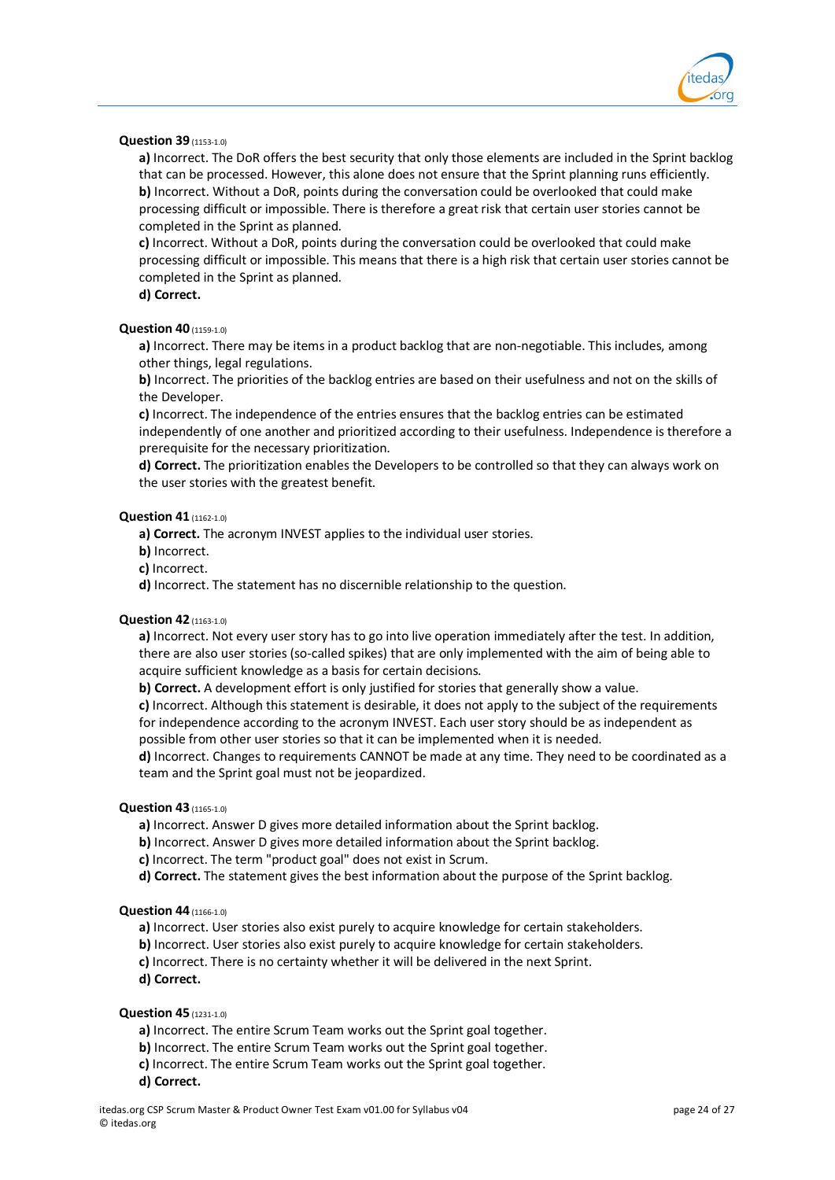**Question 39** (1153-1.0)

**a)** Incorrect. The DoR offers the best security that only those elements are included in the Sprint backlog that can be processed. However, this alone does not ensure that the Sprint planning runs efficiently.
**b)** Incorrect. Without a DoR, points during the conversation could be overlooked that could make processing difficult or impossible. There is therefore a great risk that certain user stories cannot be completed in the Sprint as planned.
**c)** Incorrect. Without a DoR, points during the conversation could be overlooked that could make processing difficult or impossible. This means that there is a high risk that certain user stories cannot be completed in the Sprint as planned.
**d) Correct.**

**Question 40** (1159-1.0)

**a)** Incorrect. There may be items in a product backlog that are non-negotiable. This includes, among other things, legal regulations.
**b)** Incorrect. The priorities of the backlog entries are based on their usefulness and not on the skills of the Developer.
**c)** Incorrect. The independence of the entries ensures that the backlog entries can be estimated independently of one another and prioritized according to their usefulness. Independence is therefore a prerequisite for the necessary prioritization.
**d) Correct.** The prioritization enables the Developers to be controlled so that they can always work on the user stories with the greatest benefit.

**Question 41** (1162-1.0)

**a) Correct.** The acronym INVEST applies to the individual user stories.
**b)** Incorrect.
**c)** Incorrect.
**d)** Incorrect. The statement has no discernible relationship to the question.

**Question 42** (1163-1.0)

**a)** Incorrect. Not every user story has to go into live operation immediately after the test. In addition, there are also user stories (so-called spikes) that are only implemented with the aim of being able to acquire sufficient knowledge as a basis for certain decisions.
**b) Correct.** A development effort is only justified for stories that generally show a value.
**c)** Incorrect. Although this statement is desirable, it does not apply to the subject of the requirements for independence according to the acronym INVEST. Each user story should be as independent as possible from other user stories so that it can be implemented when it is needed.
**d)** Incorrect. Changes to requirements CANNOT be made at any time. They need to be coordinated as a team and the Sprint goal must not be jeopardized.

**Question 43** (1165-1.0)

**a)** Incorrect. Answer D gives more detailed information about the Sprint backlog.
**b)** Incorrect. Answer D gives more detailed information about the Sprint backlog.
**c)** Incorrect. The term "product goal" does not exist in Scrum.
**d) Correct.** The statement gives the best information about the purpose of the Sprint backlog.

**Question 44** (1166-1.0)

**a)** Incorrect. User stories also exist purely to acquire knowledge for certain stakeholders.
**b)** Incorrect. User stories also exist purely to acquire knowledge for certain stakeholders.
**c)** Incorrect. There is no certainty whether it will be delivered in the next Sprint.
**d) Correct.**

**Question 45** (1231-1.0)

**a)** Incorrect. The entire Scrum Team works out the Sprint goal together.
**b)** Incorrect. The entire Scrum Team works out the Sprint goal together.
**c)** Incorrect. The entire Scrum Team works out the Sprint goal together.
**d) Correct.**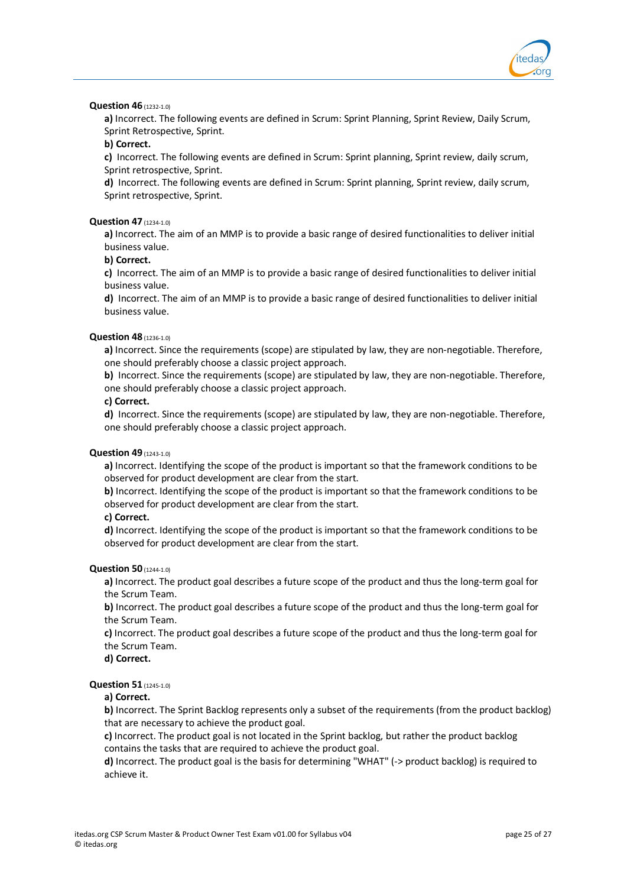**Question 46** (1232-1.0)

**a)** Incorrect. The following events are defined in Scrum: Sprint Planning, Sprint Review, Daily Scrum, Sprint Retrospective, Sprint.

**b) Correct.**

**c)** Incorrect. The following events are defined in Scrum: Sprint planning, Sprint review, daily scrum, Sprint retrospective, Sprint.

**d)** Incorrect. The following events are defined in Scrum: Sprint planning, Sprint review, daily scrum, Sprint retrospective, Sprint.

**Question 47** (1234-1.0)

**a)** Incorrect. The aim of an MMP is to provide a basic range of desired functionalities to deliver initial business value.

**b) Correct.**

**c)** Incorrect. The aim of an MMP is to provide a basic range of desired functionalities to deliver initial business value.

**d)** Incorrect. The aim of an MMP is to provide a basic range of desired functionalities to deliver initial business value.

**Question 48** (1236-1.0)

**a)** Incorrect. Since the requirements (scope) are stipulated by law, they are non-negotiable. Therefore, one should preferably choose a classic project approach.

**b)** Incorrect. Since the requirements (scope) are stipulated by law, they are non-negotiable. Therefore, one should preferably choose a classic project approach.

**c) Correct.**

**d)** Incorrect. Since the requirements (scope) are stipulated by law, they are non-negotiable. Therefore, one should preferably choose a classic project approach.

**Question 49** (1243-1.0)

**a)** Incorrect. Identifying the scope of the product is important so that the framework conditions to be observed for product development are clear from the start.

**b)** Incorrect. Identifying the scope of the product is important so that the framework conditions to be observed for product development are clear from the start.

**c) Correct.**

**d)** Incorrect. Identifying the scope of the product is important so that the framework conditions to be observed for product development are clear from the start.

**Question 50** (1244-1.0)

**a)** Incorrect. The product goal describes a future scope of the product and thus the long-term goal for the Scrum Team.

**b)** Incorrect. The product goal describes a future scope of the product and thus the long-term goal for the Scrum Team.

**c)** Incorrect. The product goal describes a future scope of the product and thus the long-term goal for the Scrum Team.

**d) Correct.**

**Question 51** (1245-1.0)

**a) Correct.**

**b)** Incorrect. The Sprint Backlog represents only a subset of the requirements (from the product backlog) that are necessary to achieve the product goal.

**c)** Incorrect. The product goal is not located in the Sprint backlog, but rather the product backlog contains the tasks that are required to achieve the product goal.

**d)** Incorrect. The product goal is the basis for determining "WHAT" (-> product backlog) is required to achieve it.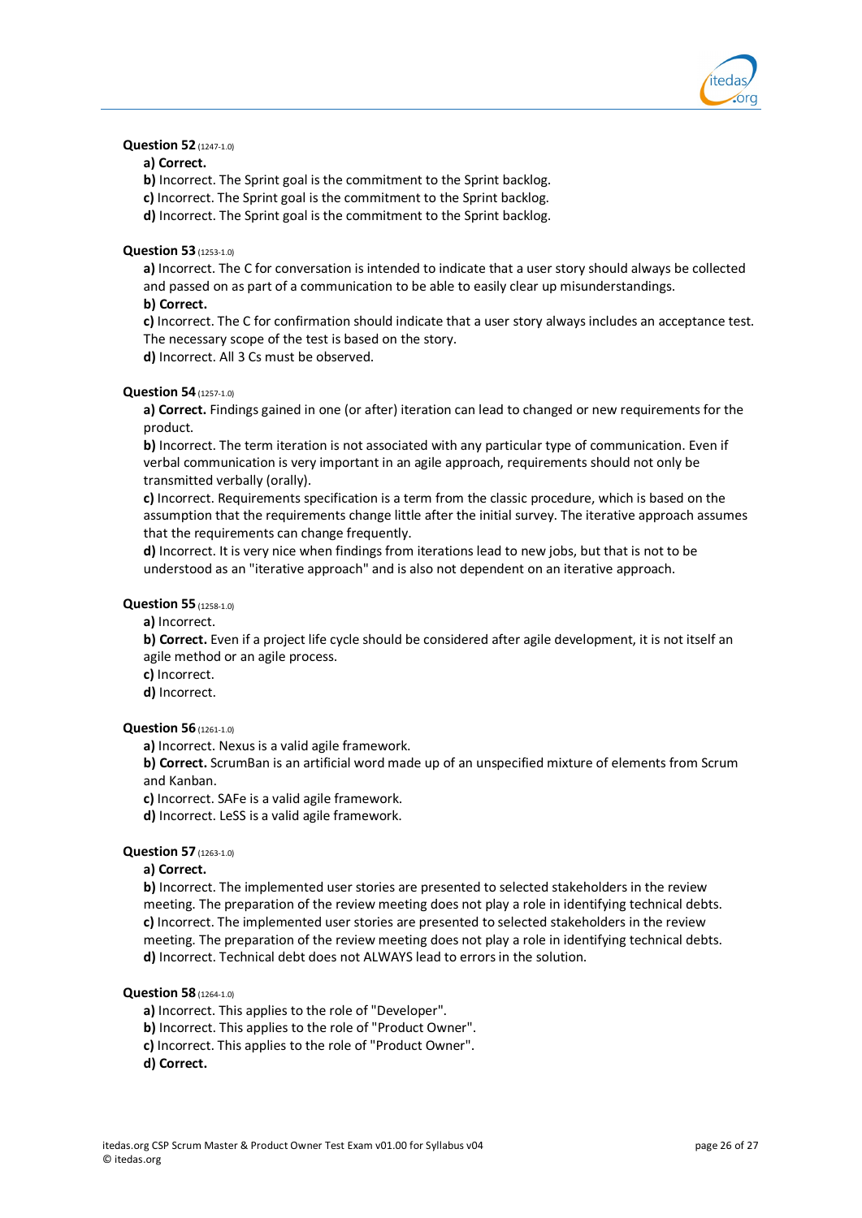**Question 52** (1247-1.0)

**a) Correct.**
**b)** Incorrect. The Sprint goal is the commitment to the Sprint backlog.
**c)** Incorrect. The Sprint goal is the commitment to the Sprint backlog.
**d)** Incorrect. The Sprint goal is the commitment to the Sprint backlog.

**Question 53** (1253-1.0)

**a)** Incorrect. The C for conversation is intended to indicate that a user story should always be collected and passed on as part of a communication to be able to easily clear up misunderstandings.
**b) Correct.**
**c)** Incorrect. The C for confirmation should indicate that a user story always includes an acceptance test. The necessary scope of the test is based on the story.
**d)** Incorrect. All 3 Cs must be observed.

**Question 54** (1257-1.0)

**a) Correct.** Findings gained in one (or after) iteration can lead to changed or new requirements for the product.
**b)** Incorrect. The term iteration is not associated with any particular type of communication. Even if verbal communication is very important in an agile approach, requirements should not only be transmitted verbally (orally).
**c)** Incorrect. Requirements specification is a term from the classic procedure, which is based on the assumption that the requirements change little after the initial survey. The iterative approach assumes that the requirements can change frequently.
**d)** Incorrect. It is very nice when findings from iterations lead to new jobs, but that is not to be understood as an "iterative approach" and is also not dependent on an iterative approach.

**Question 55** (1258-1.0)

**a)** Incorrect.
**b) Correct.** Even if a project life cycle should be considered after agile development, it is not itself an agile method or an agile process.
**c)** Incorrect.
**d)** Incorrect.

**Question 56** (1261-1.0)

**a)** Incorrect. Nexus is a valid agile framework.
**b) Correct.** ScrumBan is an artificial word made up of an unspecified mixture of elements from Scrum and Kanban.
**c)** Incorrect. SAFe is a valid agile framework.
**d)** Incorrect. LeSS is a valid agile framework.

**Question 57** (1263-1.0)

**a) Correct.**
**b)** Incorrect. The implemented user stories are presented to selected stakeholders in the review meeting. The preparation of the review meeting does not play a role in identifying technical debts.
**c)** Incorrect. The implemented user stories are presented to selected stakeholders in the review meeting. The preparation of the review meeting does not play a role in identifying technical debts.
**d)** Incorrect. Technical debt does not ALWAYS lead to errors in the solution.

**Question 58** (1264-1.0)

**a)** Incorrect. This applies to the role of "Developer".
**b)** Incorrect. This applies to the role of "Product Owner".
**c)** Incorrect. This applies to the role of "Product Owner".
**d) Correct.**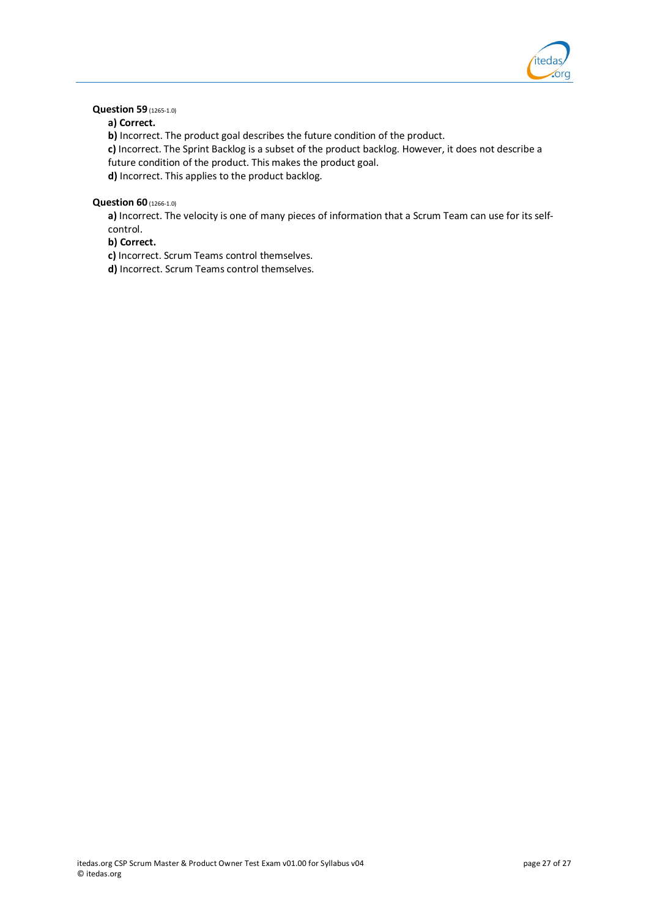**Question 59** (1265-1.0)

**a) Correct.**

**b)** Incorrect. The product goal describes the future condition of the product.

**c)** Incorrect. The Sprint Backlog is a subset of the product backlog. However, it does not describe a future condition of the product. This makes the product goal.

**d)** Incorrect. This applies to the product backlog.

**Question 60** (1266-1.0)

**a)** Incorrect. The velocity is one of many pieces of information that a Scrum Team can use for its self-control.

**b) Correct.**

**c)** Incorrect. Scrum Teams control themselves.

**d)** Incorrect. Scrum Teams control themselves.